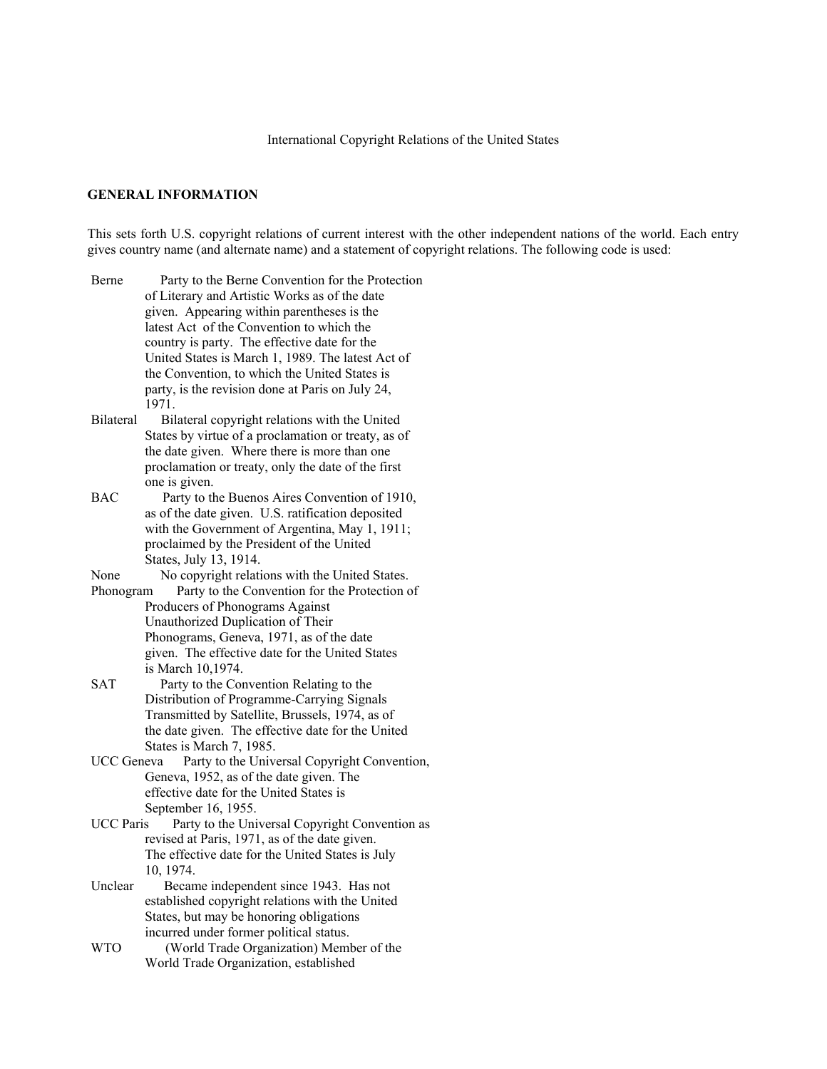International Copyright Relations of the United States

## GENERAL INFORMATION

This sets forth U.S. copyright relations of current interest with the other independent nations of the world. Each entry gives country name (and alternate name) and a statement of copyright relations. The following code is used:

**Berne** Party to the Berne Convention for the Protection of Literary and Artistic Works as of the date given. Appearing within parentheses is the latest Act of the Convention to which the country is party. The effective date for the United States is March 1, 1989. The latest Act of the Convention, to which the United States is party, is the revision done at Paris on July 24, 1971.

**Bilateral** Bilateral copyright relations with the United States by virtue of a proclamation or treaty, as of the date given. Where there is more than one proclamation or treaty, only the date of the first one is given.

**BAC** Party to the Buenos Aires Convention of 1910, as of the date given. U.S. ratification deposited with the Government of Argentina, May 1, 1911; proclaimed by the President of the United States, July 13, 1914.

**None** No copyright relations with the United States.

**Phonogram** Party to the Convention for the Protection of Producers of Phonograms Against Unauthorized Duplication of Their Phonograms, Geneva, 1971, as of the date given. The effective date for the United States is March 10,1974.

**SAT** Party to the Convention Relating to the Distribution of Programme-Carrying Signals Transmitted by Satellite, Brussels, 1974, as of the date given. The effective date for the United States is March 7, 1985.

**UCC Geneva** Party to the Universal Copyright Convention, Geneva, 1952, as of the date given. The effective date for the United States is September 16, 1955.

**UCC Paris** Party to the Universal Copyright Convention as revised at Paris, 1971, as of the date given. The effective date for the United States is July 10, 1974.

**Unclear** Became independent since 1943. Has not established copyright relations with the United States, but may be honoring obligations incurred under former political status.

**WTO** (World Trade Organization) Member of the World Trade Organization, established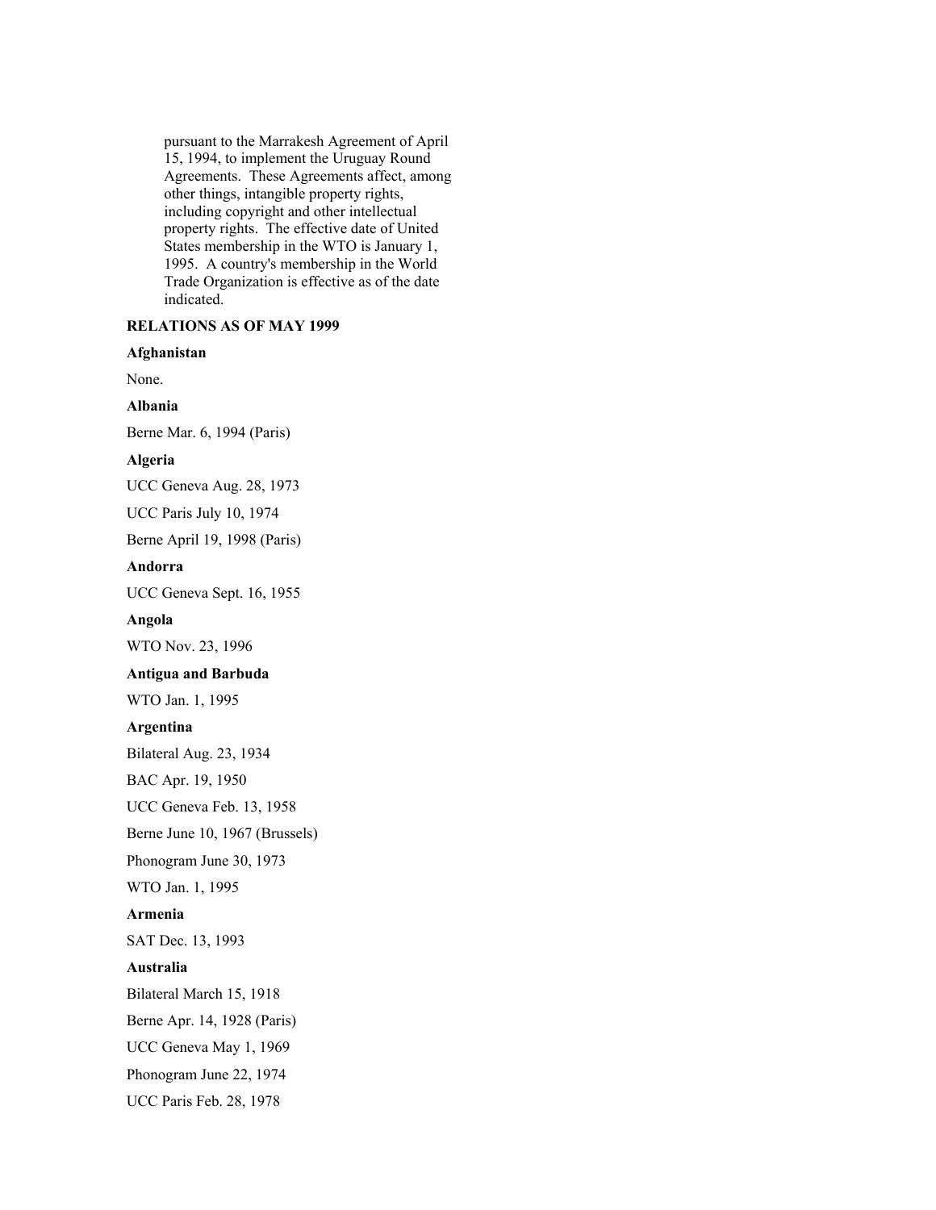pursuant to the Marrakesh Agreement of April 15, 1994, to implement the Uruguay Round Agreements. These Agreements affect, among other things, intangible property rights, including copyright and other intellectual property rights. The effective date of United States membership in the WTO is January 1, 1995. A country's membership in the World Trade Organization is effective as of the date indicated.

**RELATIONS AS OF MAY 1999**

**Afghanistan**

None.

**Albania**

Berne Mar. 6, 1994 (Paris)

**Algeria**

UCC Geneva Aug. 28, 1973

UCC Paris July 10, 1974

Berne April 19, 1998 (Paris)

**Andorra**

UCC Geneva Sept. 16, 1955

**Angola**

WTO Nov. 23, 1996

**Antigua and Barbuda**

WTO Jan. 1, 1995

**Argentina**

Bilateral Aug. 23, 1934

BAC Apr. 19, 1950

UCC Geneva Feb. 13, 1958

Berne June 10, 1967 (Brussels)

Phonogram June 30, 1973

WTO Jan. 1, 1995

**Armenia**

SAT Dec. 13, 1993

**Australia**

Bilateral March 15, 1918

Berne Apr. 14, 1928 (Paris)

UCC Geneva May 1, 1969

Phonogram June 22, 1974

UCC Paris Feb. 28, 1978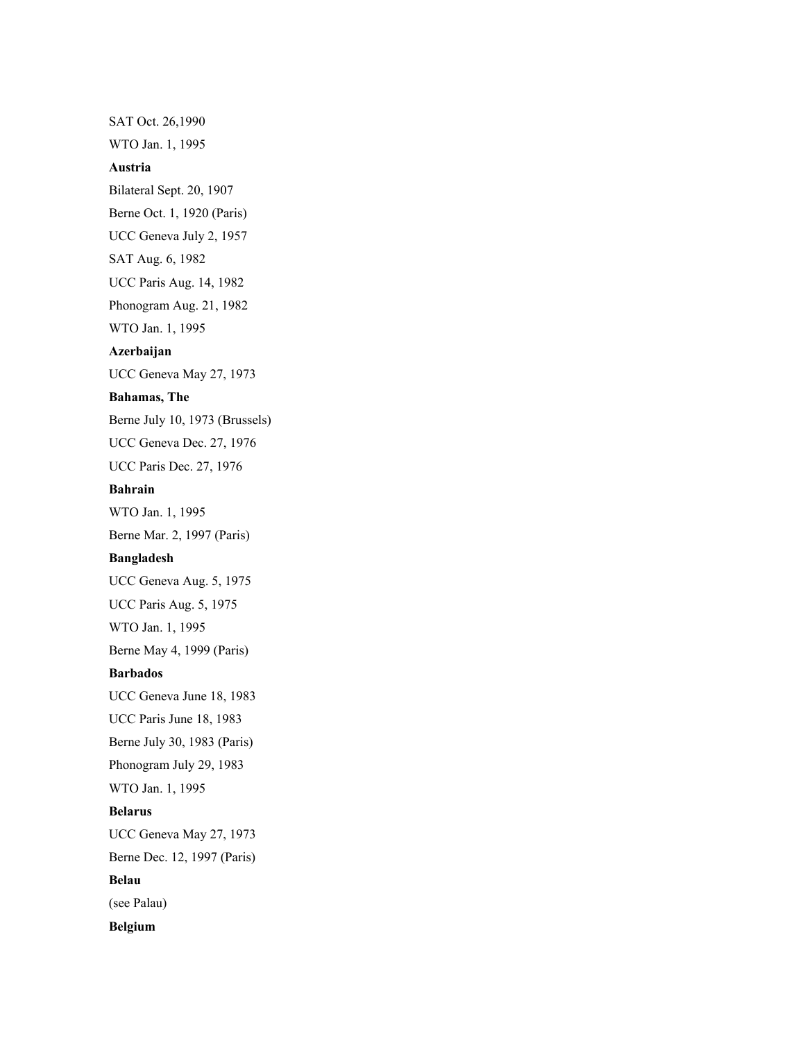SAT Oct. 26,1990

WTO Jan. 1, 1995

**Austria**

Bilateral Sept. 20, 1907

Berne Oct. 1, 1920 (Paris)

UCC Geneva July 2, 1957

SAT Aug. 6, 1982

UCC Paris Aug. 14, 1982

Phonogram Aug. 21, 1982

WTO Jan. 1, 1995

**Azerbaijan**

UCC Geneva May 27, 1973

**Bahamas, The**

Berne July 10, 1973 (Brussels)

UCC Geneva Dec. 27, 1976

UCC Paris Dec. 27, 1976

**Bahrain**

WTO Jan. 1, 1995

Berne Mar. 2, 1997 (Paris)

**Bangladesh**

UCC Geneva Aug. 5, 1975

UCC Paris Aug. 5, 1975

WTO Jan. 1, 1995

Berne May 4, 1999 (Paris)

**Barbados**

UCC Geneva June 18, 1983

UCC Paris June 18, 1983

Berne July 30, 1983 (Paris)

Phonogram July 29, 1983

WTO Jan. 1, 1995

**Belarus**

UCC Geneva May 27, 1973

Berne Dec. 12, 1997 (Paris)

**Belau**

(see Palau)

**Belgium**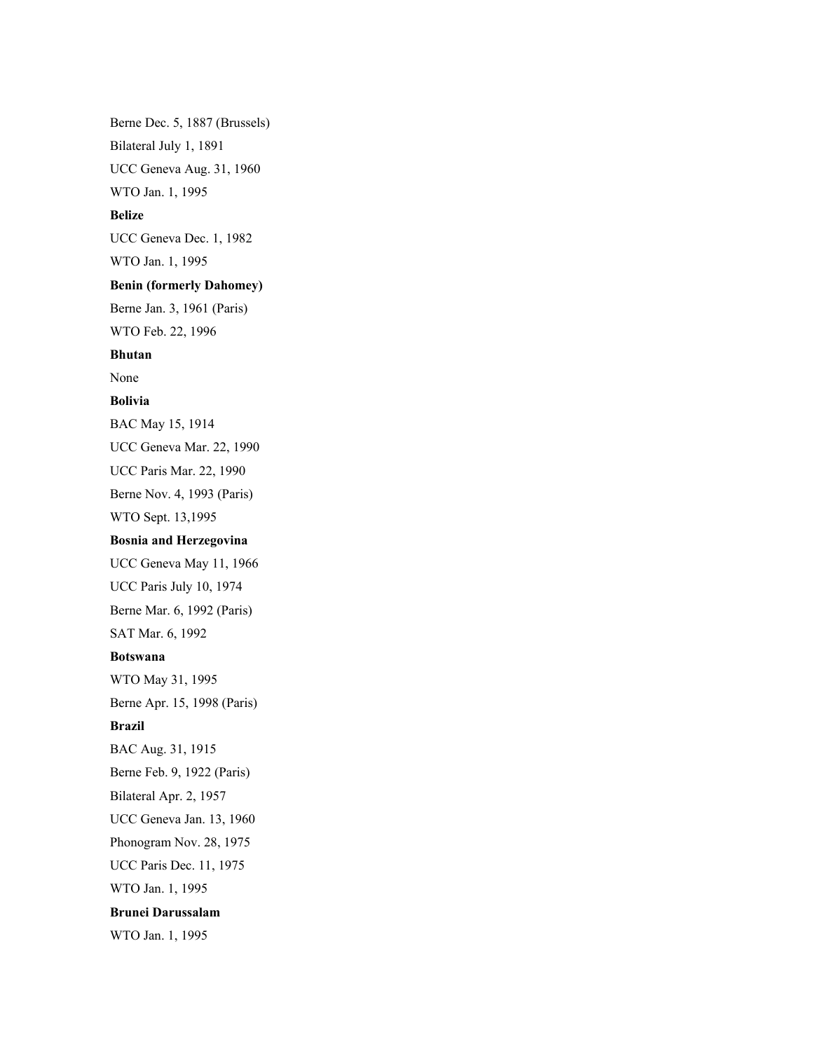Berne Dec. 5, 1887 (Brussels)

Bilateral July 1, 1891

UCC Geneva Aug. 31, 1960

WTO Jan. 1, 1995

**Belize**

UCC Geneva Dec. 1, 1982

WTO Jan. 1, 1995

**Benin (formerly Dahomey)**

Berne Jan. 3, 1961 (Paris)

WTO Feb. 22, 1996

**Bhutan**

None

**Bolivia**

BAC May 15, 1914

UCC Geneva Mar. 22, 1990

UCC Paris Mar. 22, 1990

Berne Nov. 4, 1993 (Paris)

WTO Sept. 13,1995

**Bosnia and Herzegovina**

UCC Geneva May 11, 1966

UCC Paris July 10, 1974

Berne Mar. 6, 1992 (Paris)

SAT Mar. 6, 1992

**Botswana**

WTO May 31, 1995

Berne Apr. 15, 1998 (Paris)

**Brazil**

BAC Aug. 31, 1915

Berne Feb. 9, 1922 (Paris)

Bilateral Apr. 2, 1957

UCC Geneva Jan. 13, 1960

Phonogram Nov. 28, 1975

UCC Paris Dec. 11, 1975

WTO Jan. 1, 1995

**Brunei Darussalam**

WTO Jan. 1, 1995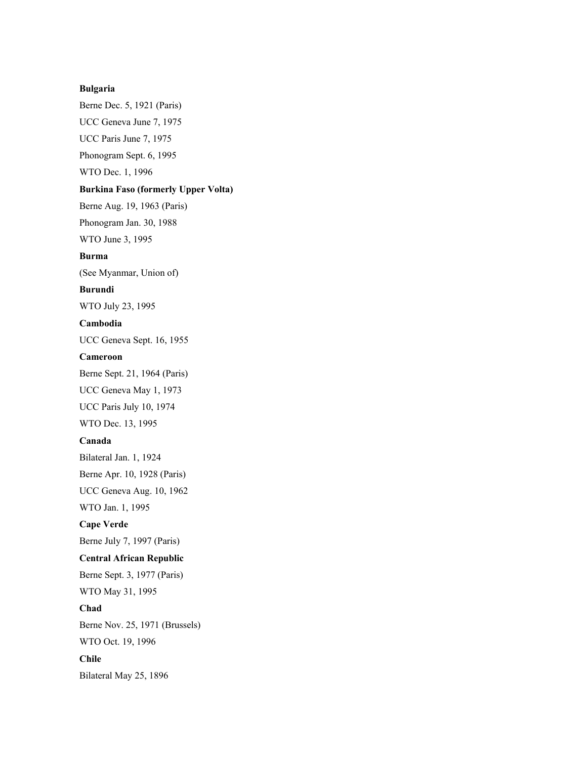**Bulgaria**

Berne Dec. 5, 1921 (Paris)

UCC Geneva June 7, 1975

UCC Paris June 7, 1975

Phonogram Sept. 6, 1995

WTO Dec. 1, 1996

**Burkina Faso (formerly Upper Volta)**

Berne Aug. 19, 1963 (Paris)

Phonogram Jan. 30, 1988

WTO June 3, 1995

**Burma**

(See Myanmar, Union of)

**Burundi**

WTO July 23, 1995

**Cambodia**

UCC Geneva Sept. 16, 1955

**Cameroon**

Berne Sept. 21, 1964 (Paris)

UCC Geneva May 1, 1973

UCC Paris July 10, 1974

WTO Dec. 13, 1995

**Canada**

Bilateral Jan. 1, 1924

Berne Apr. 10, 1928 (Paris)

UCC Geneva Aug. 10, 1962

WTO Jan. 1, 1995

**Cape Verde**

Berne July 7, 1997 (Paris)

**Central African Republic**

Berne Sept. 3, 1977 (Paris)

WTO May 31, 1995

**Chad**

Berne Nov. 25, 1971 (Brussels)

WTO Oct. 19, 1996

**Chile**

Bilateral May 25, 1896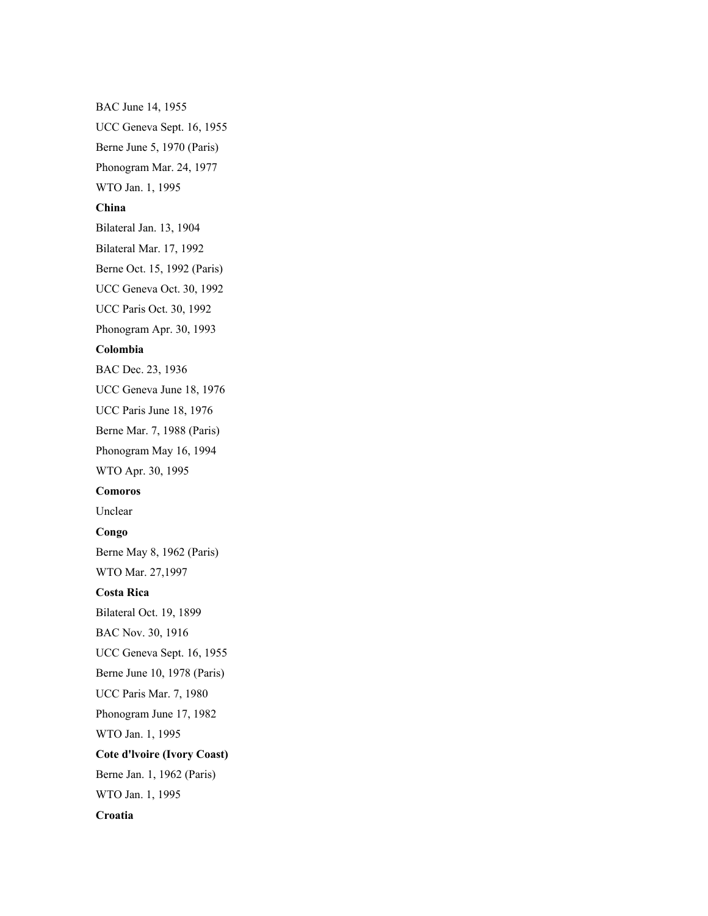BAC June 14, 1955

UCC Geneva Sept. 16, 1955

Berne June 5, 1970 (Paris)

Phonogram Mar. 24, 1977

WTO Jan. 1, 1995

**China**

Bilateral Jan. 13, 1904

Bilateral Mar. 17, 1992

Berne Oct. 15, 1992 (Paris)

UCC Geneva Oct. 30, 1992

UCC Paris Oct. 30, 1992

Phonogram Apr. 30, 1993

**Colombia**

BAC Dec. 23, 1936

UCC Geneva June 18, 1976

UCC Paris June 18, 1976

Berne Mar. 7, 1988 (Paris)

Phonogram May 16, 1994

WTO Apr. 30, 1995

**Comoros**

Unclear

**Congo**

Berne May 8, 1962 (Paris)

WTO Mar. 27,1997

**Costa Rica**

Bilateral Oct. 19, 1899

BAC Nov. 30, 1916

UCC Geneva Sept. 16, 1955

Berne June 10, 1978 (Paris)

UCC Paris Mar. 7, 1980

Phonogram June 17, 1982

WTO Jan. 1, 1995

**Cote d'lvoire (Ivory Coast)**

Berne Jan. 1, 1962 (Paris)

WTO Jan. 1, 1995

**Croatia**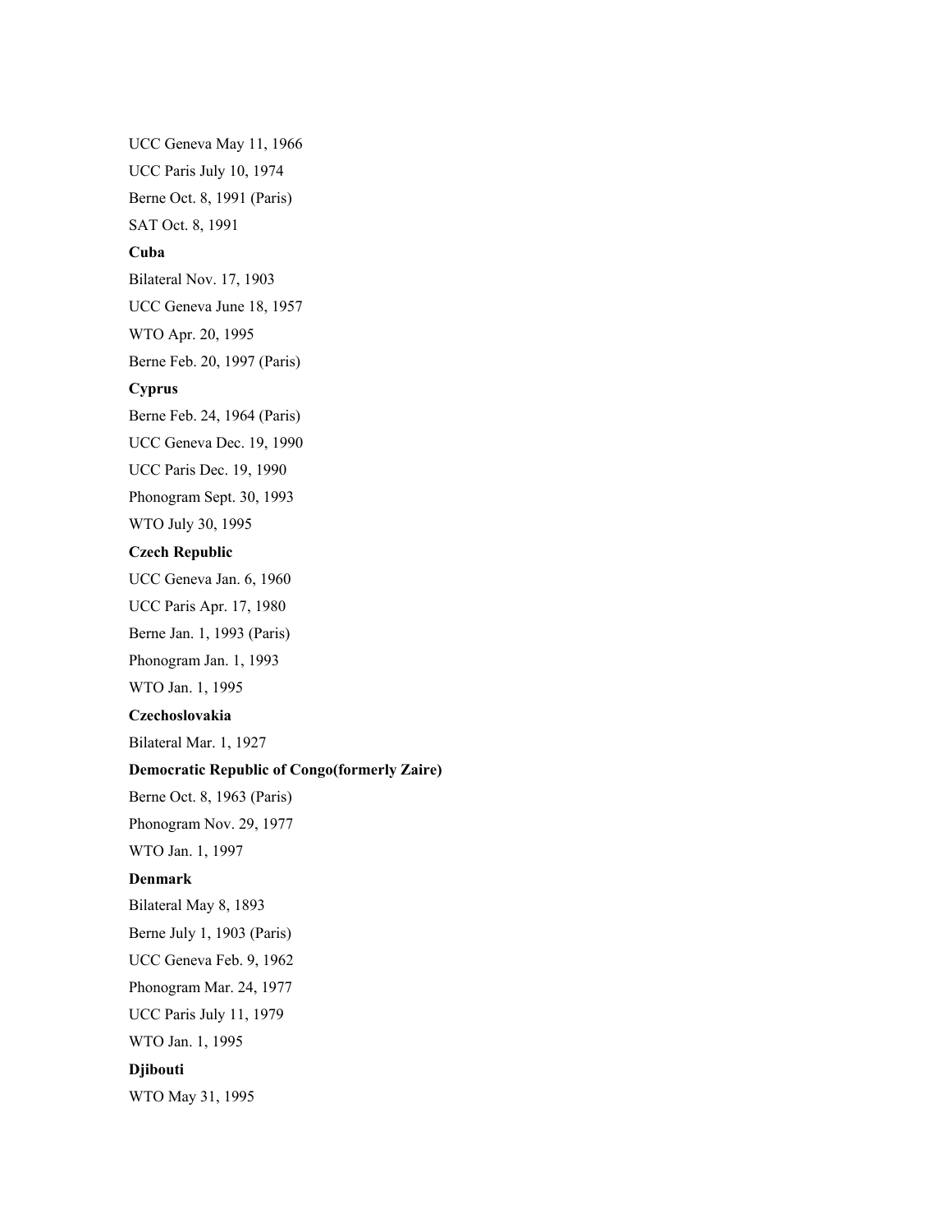UCC Geneva May 11, 1966

UCC Paris July 10, 1974

Berne Oct. 8, 1991 (Paris)

SAT Oct. 8, 1991

**Cuba**

Bilateral Nov. 17, 1903

UCC Geneva June 18, 1957

WTO Apr. 20, 1995

Berne Feb. 20, 1997 (Paris)

**Cyprus**

Berne Feb. 24, 1964 (Paris)

UCC Geneva Dec. 19, 1990

UCC Paris Dec. 19, 1990

Phonogram Sept. 30, 1993

WTO July 30, 1995

**Czech Republic**

UCC Geneva Jan. 6, 1960

UCC Paris Apr. 17, 1980

Berne Jan. 1, 1993 (Paris)

Phonogram Jan. 1, 1993

WTO Jan. 1, 1995

**Czechoslovakia**

Bilateral Mar. 1, 1927

**Democratic Republic of Congo(formerly Zaire)**

Berne Oct. 8, 1963 (Paris)

Phonogram Nov. 29, 1977

WTO Jan. 1, 1997

**Denmark**

Bilateral May 8, 1893

Berne July 1, 1903 (Paris)

UCC Geneva Feb. 9, 1962

Phonogram Mar. 24, 1977

UCC Paris July 11, 1979

WTO Jan. 1, 1995

**Djibouti**

WTO May 31, 1995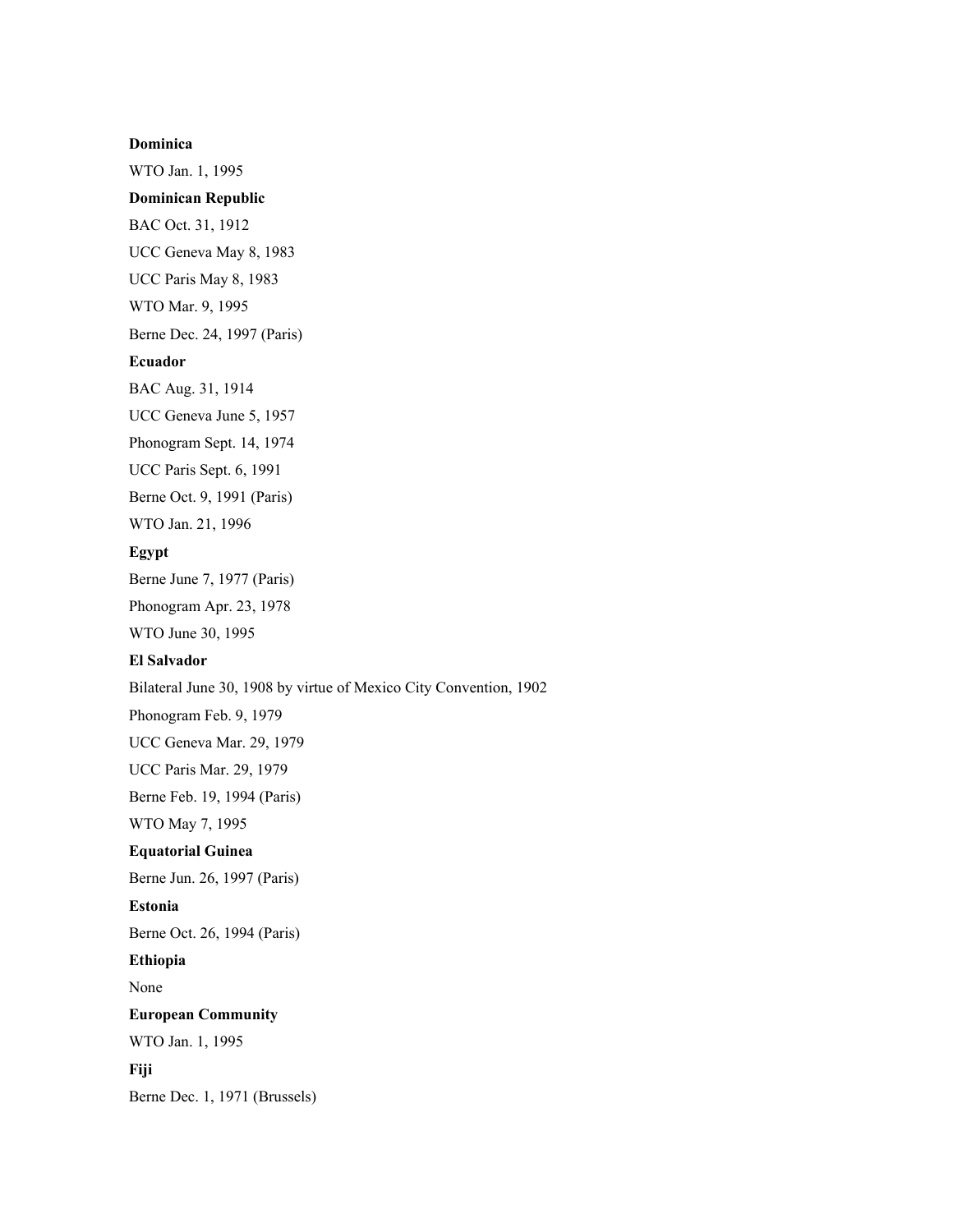**Dominica**

WTO Jan. 1, 1995

**Dominican Republic**

BAC Oct. 31, 1912

UCC Geneva May 8, 1983

UCC Paris May 8, 1983

WTO Mar. 9, 1995

Berne Dec. 24, 1997 (Paris)

**Ecuador**

BAC Aug. 31, 1914

UCC Geneva June 5, 1957

Phonogram Sept. 14, 1974

UCC Paris Sept. 6, 1991

Berne Oct. 9, 1991 (Paris)

WTO Jan. 21, 1996

**Egypt**

Berne June 7, 1977 (Paris)

Phonogram Apr. 23, 1978

WTO June 30, 1995

**El Salvador**

Bilateral June 30, 1908 by virtue of Mexico City Convention, 1902

Phonogram Feb. 9, 1979

UCC Geneva Mar. 29, 1979

UCC Paris Mar. 29, 1979

Berne Feb. 19, 1994 (Paris)

WTO May 7, 1995

**Equatorial Guinea**

Berne Jun. 26, 1997 (Paris)

**Estonia**

Berne Oct. 26, 1994 (Paris)

**Ethiopia**

None

**European Community**

WTO Jan. 1, 1995

**Fiji**

Berne Dec. 1, 1971 (Brussels)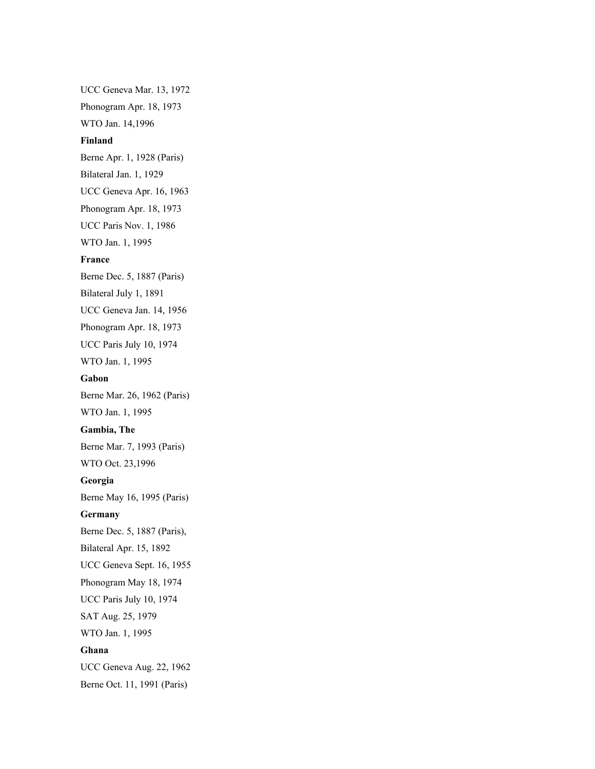UCC Geneva Mar. 13, 1972

Phonogram Apr. 18, 1973

WTO Jan. 14,1996

**Finland**

Berne Apr. 1, 1928 (Paris)

Bilateral Jan. 1, 1929

UCC Geneva Apr. 16, 1963

Phonogram Apr. 18, 1973

UCC Paris Nov. 1, 1986

WTO Jan. 1, 1995

**France**

Berne Dec. 5, 1887 (Paris)

Bilateral July 1, 1891

UCC Geneva Jan. 14, 1956

Phonogram Apr. 18, 1973

UCC Paris July 10, 1974

WTO Jan. 1, 1995

**Gabon**

Berne Mar. 26, 1962 (Paris)

WTO Jan. 1, 1995

**Gambia, The**

Berne Mar. 7, 1993 (Paris)

WTO Oct. 23,1996

**Georgia**

Berne May 16, 1995 (Paris)

**Germany**

Berne Dec. 5, 1887 (Paris),

Bilateral Apr. 15, 1892

UCC Geneva Sept. 16, 1955

Phonogram May 18, 1974

UCC Paris July 10, 1974

SAT Aug. 25, 1979

WTO Jan. 1, 1995

**Ghana**

UCC Geneva Aug. 22, 1962

Berne Oct. 11, 1991 (Paris)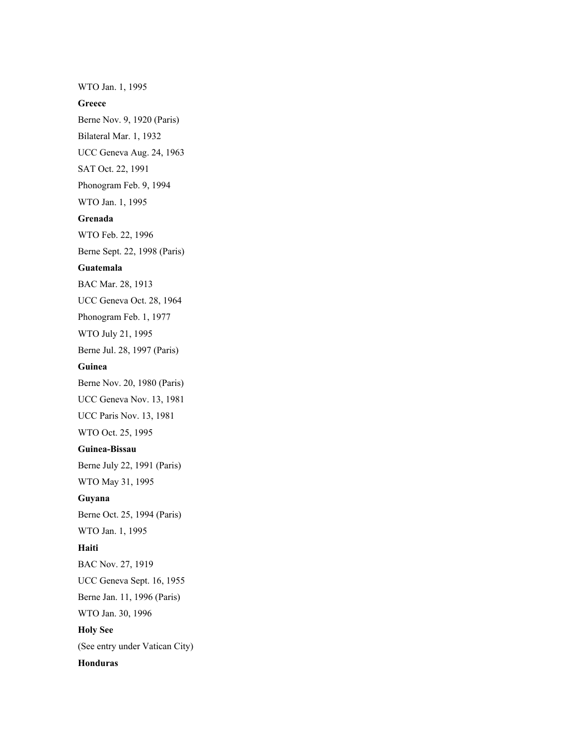WTO Jan. 1, 1995

**Greece**

Berne Nov. 9, 1920 (Paris)

Bilateral Mar. 1, 1932

UCC Geneva Aug. 24, 1963

SAT Oct. 22, 1991

Phonogram Feb. 9, 1994

WTO Jan. 1, 1995

**Grenada**

WTO Feb. 22, 1996

Berne Sept. 22, 1998 (Paris)

**Guatemala**

BAC Mar. 28, 1913

UCC Geneva Oct. 28, 1964

Phonogram Feb. 1, 1977

WTO July 21, 1995

Berne Jul. 28, 1997 (Paris)

**Guinea**

Berne Nov. 20, 1980 (Paris)

UCC Geneva Nov. 13, 1981

UCC Paris Nov. 13, 1981

WTO Oct. 25, 1995

**Guinea-Bissau**

Berne July 22, 1991 (Paris)

WTO May 31, 1995

**Guyana**

Berne Oct. 25, 1994 (Paris)

WTO Jan. 1, 1995

**Haiti**

BAC Nov. 27, 1919

UCC Geneva Sept. 16, 1955

Berne Jan. 11, 1996 (Paris)

WTO Jan. 30, 1996

**Holy See**

(See entry under Vatican City)

**Honduras**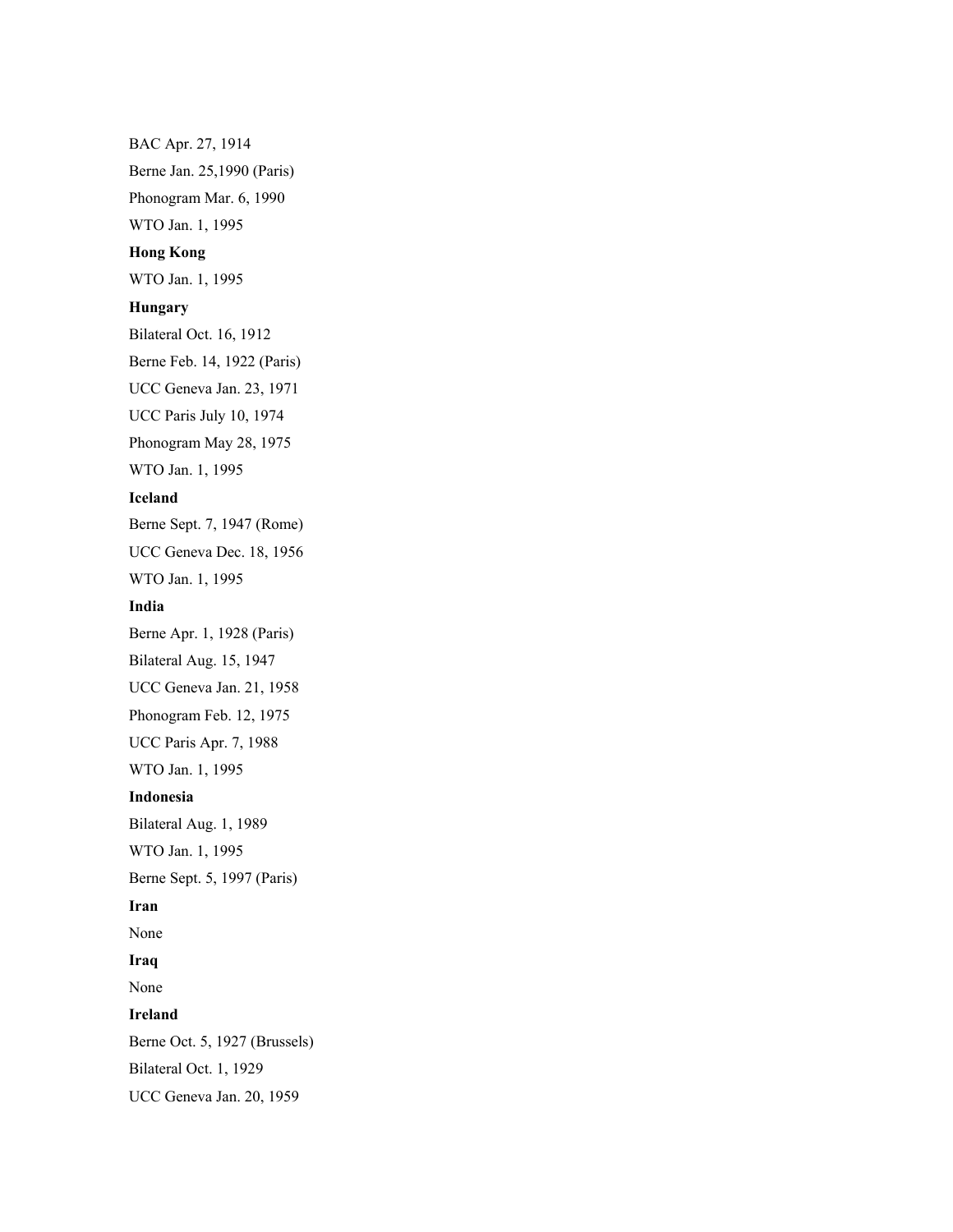BAC Apr. 27, 1914

Berne Jan. 25,1990 (Paris)

Phonogram Mar. 6, 1990

WTO Jan. 1, 1995

**Hong Kong**

WTO Jan. 1, 1995

**Hungary**

Bilateral Oct. 16, 1912

Berne Feb. 14, 1922 (Paris)

UCC Geneva Jan. 23, 1971

UCC Paris July 10, 1974

Phonogram May 28, 1975

WTO Jan. 1, 1995

**Iceland**

Berne Sept. 7, 1947 (Rome)

UCC Geneva Dec. 18, 1956

WTO Jan. 1, 1995

**India**

Berne Apr. 1, 1928 (Paris)

Bilateral Aug. 15, 1947

UCC Geneva Jan. 21, 1958

Phonogram Feb. 12, 1975

UCC Paris Apr. 7, 1988

WTO Jan. 1, 1995

**Indonesia**

Bilateral Aug. 1, 1989

WTO Jan. 1, 1995

Berne Sept. 5, 1997 (Paris)

**Iran**

None

**Iraq**

None

**Ireland**

Berne Oct. 5, 1927 (Brussels)

Bilateral Oct. 1, 1929

UCC Geneva Jan. 20, 1959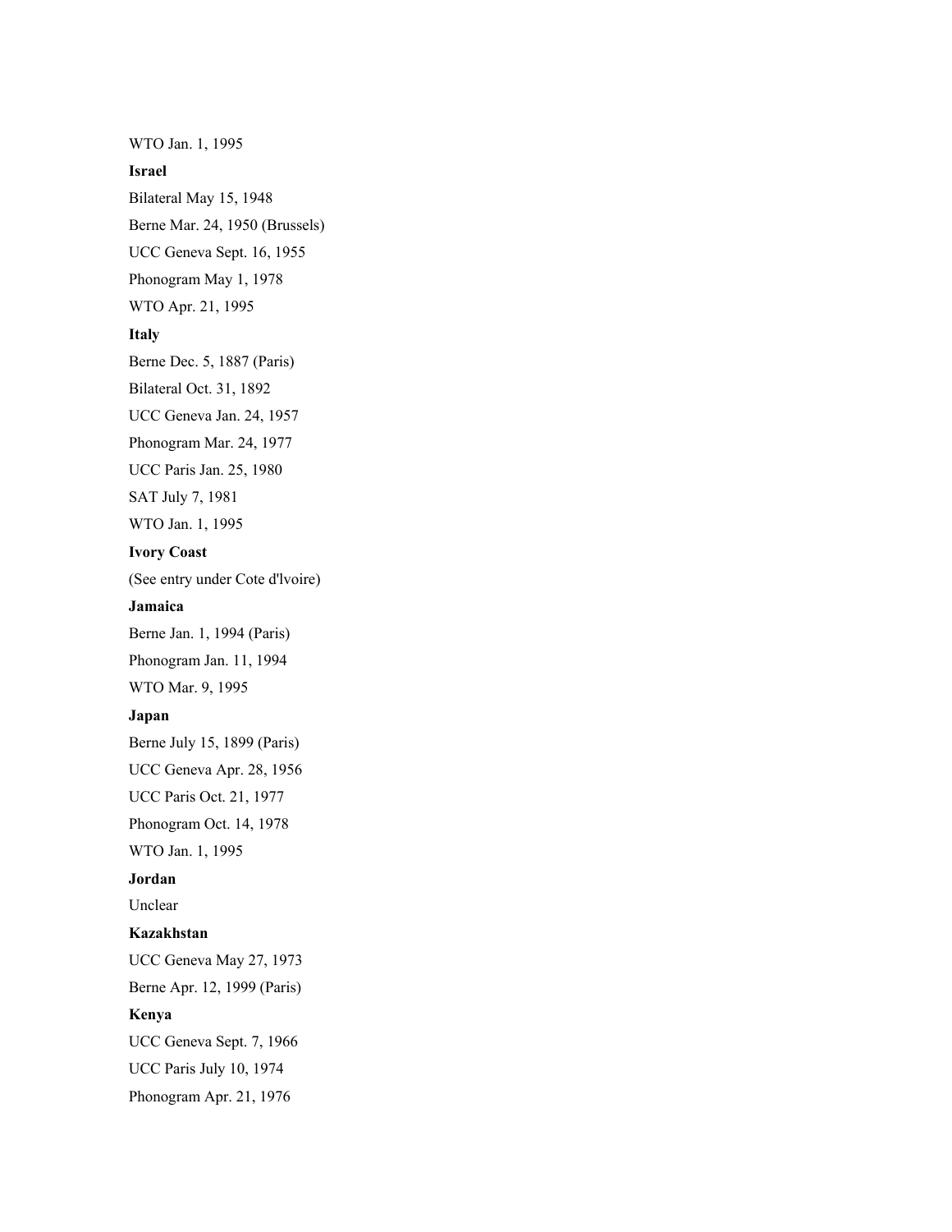WTO Jan. 1, 1995

**Israel**

Bilateral May 15, 1948

Berne Mar. 24, 1950 (Brussels)

UCC Geneva Sept. 16, 1955

Phonogram May 1, 1978

WTO Apr. 21, 1995

**Italy**

Berne Dec. 5, 1887 (Paris)

Bilateral Oct. 31, 1892

UCC Geneva Jan. 24, 1957

Phonogram Mar. 24, 1977

UCC Paris Jan. 25, 1980

SAT July 7, 1981

WTO Jan. 1, 1995

**Ivory Coast**

(See entry under Cote d'lvoire)

**Jamaica**

Berne Jan. 1, 1994 (Paris)

Phonogram Jan. 11, 1994

WTO Mar. 9, 1995

**Japan**

Berne July 15, 1899 (Paris)

UCC Geneva Apr. 28, 1956

UCC Paris Oct. 21, 1977

Phonogram Oct. 14, 1978

WTO Jan. 1, 1995

**Jordan**

Unclear

**Kazakhstan**

UCC Geneva May 27, 1973

Berne Apr. 12, 1999 (Paris)

**Kenya**

UCC Geneva Sept. 7, 1966

UCC Paris July 10, 1974

Phonogram Apr. 21, 1976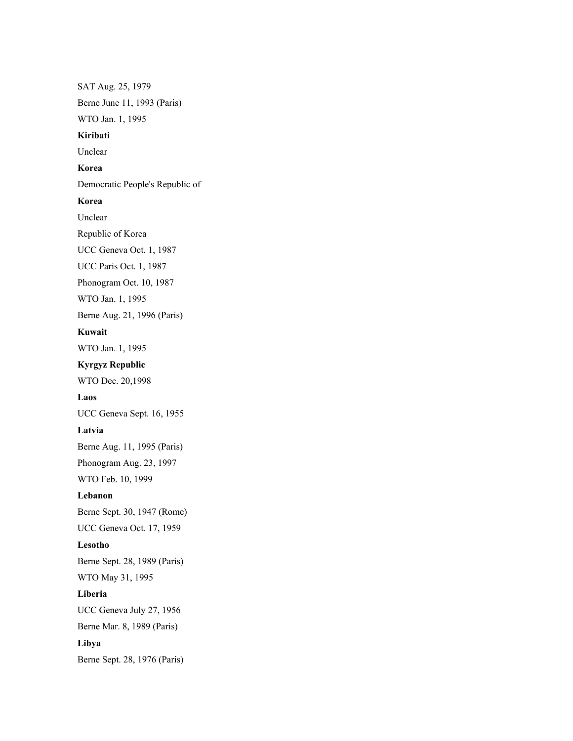SAT Aug. 25, 1979

Berne June 11, 1993 (Paris)

WTO Jan. 1, 1995

**Kiribati**

Unclear

**Korea**

Democratic People's Republic of

**Korea**

Unclear

Republic of Korea

UCC Geneva Oct. 1, 1987

UCC Paris Oct. 1, 1987

Phonogram Oct. 10, 1987

WTO Jan. 1, 1995

Berne Aug. 21, 1996 (Paris)

**Kuwait**

WTO Jan. 1, 1995

**Kyrgyz Republic**

WTO Dec. 20,1998

**Laos**

UCC Geneva Sept. 16, 1955

**Latvia**

Berne Aug. 11, 1995 (Paris)

Phonogram Aug. 23, 1997

WTO Feb. 10, 1999

**Lebanon**

Berne Sept. 30, 1947 (Rome)

UCC Geneva Oct. 17, 1959

**Lesotho**

Berne Sept. 28, 1989 (Paris)

WTO May 31, 1995

**Liberia**

UCC Geneva July 27, 1956

Berne Mar. 8, 1989 (Paris)

**Libya**

Berne Sept. 28, 1976 (Paris)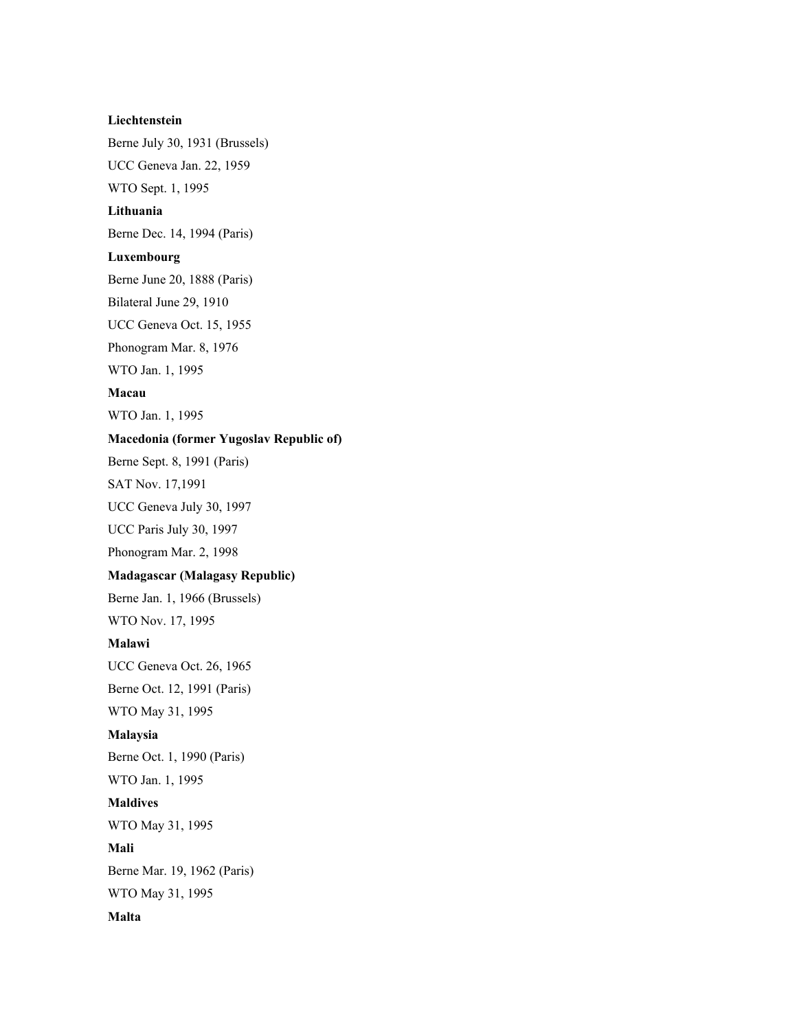**Liechtenstein**

Berne July 30, 1931 (Brussels)

UCC Geneva Jan. 22, 1959

WTO Sept. 1, 1995

**Lithuania**

Berne Dec. 14, 1994 (Paris)

**Luxembourg**

Berne June 20, 1888 (Paris)

Bilateral June 29, 1910

UCC Geneva Oct. 15, 1955

Phonogram Mar. 8, 1976

WTO Jan. 1, 1995

**Macau**

WTO Jan. 1, 1995

**Macedonia (former Yugoslav Republic of)**

Berne Sept. 8, 1991 (Paris)

SAT Nov. 17,1991

UCC Geneva July 30, 1997

UCC Paris July 30, 1997

Phonogram Mar. 2, 1998

**Madagascar (Malagasy Republic)**

Berne Jan. 1, 1966 (Brussels)

WTO Nov. 17, 1995

**Malawi**

UCC Geneva Oct. 26, 1965

Berne Oct. 12, 1991 (Paris)

WTO May 31, 1995

**Malaysia**

Berne Oct. 1, 1990 (Paris)

WTO Jan. 1, 1995

**Maldives**

WTO May 31, 1995

**Mali**

Berne Mar. 19, 1962 (Paris)

WTO May 31, 1995

**Malta**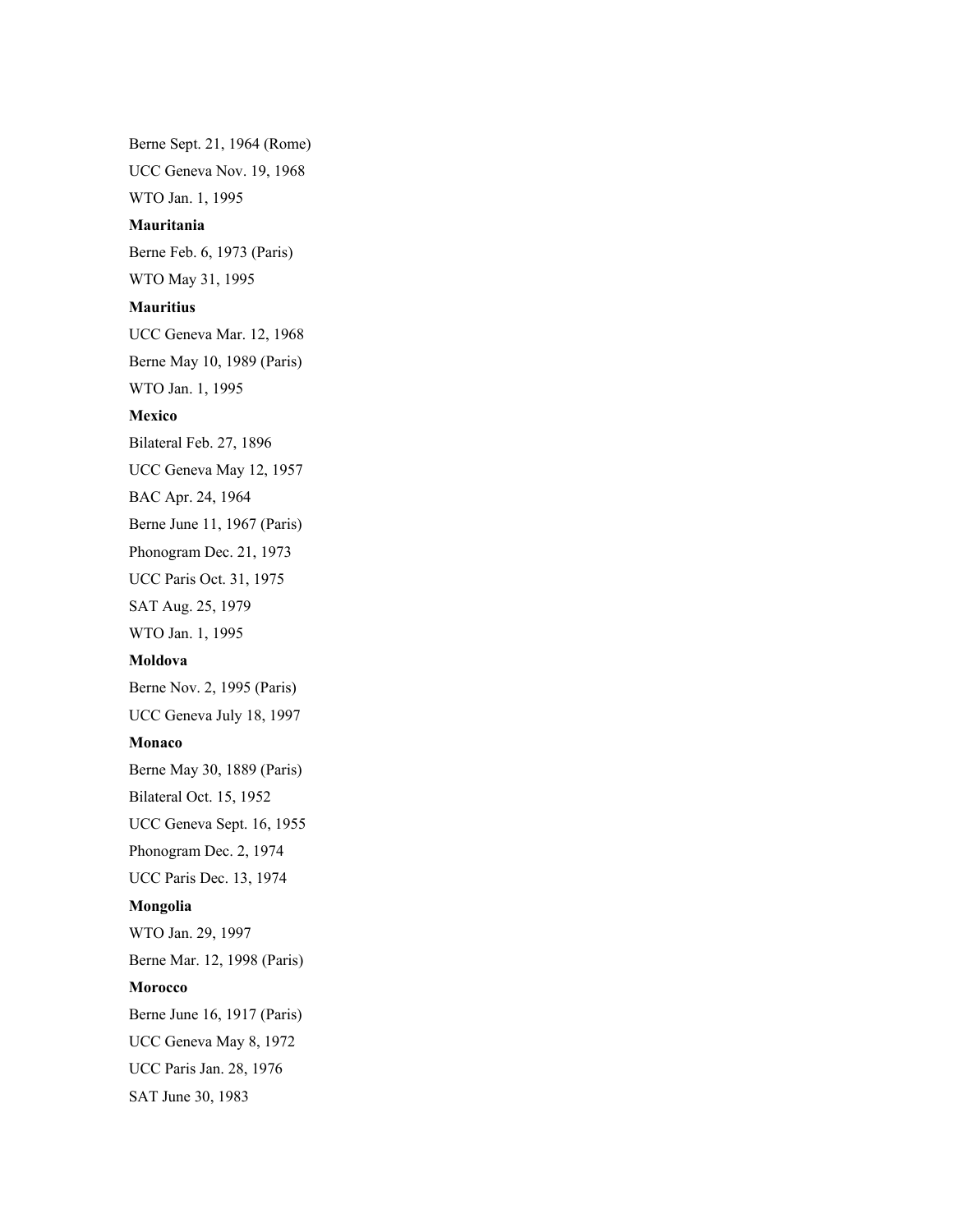Berne Sept. 21, 1964 (Rome)

UCC Geneva Nov. 19, 1968

WTO Jan. 1, 1995

**Mauritania**

Berne Feb. 6, 1973 (Paris)

WTO May 31, 1995

**Mauritius**

UCC Geneva Mar. 12, 1968

Berne May 10, 1989 (Paris)

WTO Jan. 1, 1995

**Mexico**

Bilateral Feb. 27, 1896

UCC Geneva May 12, 1957

BAC Apr. 24, 1964

Berne June 11, 1967 (Paris)

Phonogram Dec. 21, 1973

UCC Paris Oct. 31, 1975

SAT Aug. 25, 1979

WTO Jan. 1, 1995

**Moldova**

Berne Nov. 2, 1995 (Paris)

UCC Geneva July 18, 1997

**Monaco**

Berne May 30, 1889 (Paris)

Bilateral Oct. 15, 1952

UCC Geneva Sept. 16, 1955

Phonogram Dec. 2, 1974

UCC Paris Dec. 13, 1974

**Mongolia**

WTO Jan. 29, 1997

Berne Mar. 12, 1998 (Paris)

**Morocco**

Berne June 16, 1917 (Paris)

UCC Geneva May 8, 1972

UCC Paris Jan. 28, 1976

SAT June 30, 1983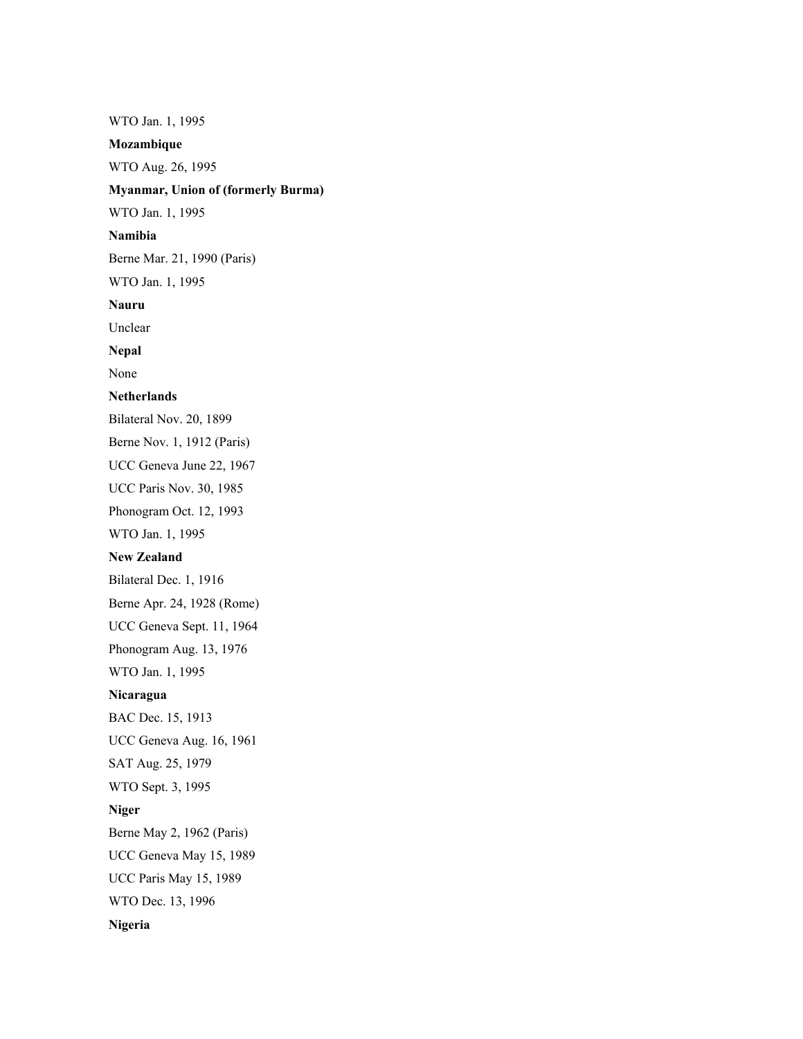WTO Jan. 1, 1995

**Mozambique**

WTO Aug. 26, 1995

**Myanmar, Union of (formerly Burma)**

WTO Jan. 1, 1995

**Namibia**

Berne Mar. 21, 1990 (Paris)

WTO Jan. 1, 1995

**Nauru**

Unclear

**Nepal**

None

**Netherlands**

Bilateral Nov. 20, 1899

Berne Nov. 1, 1912 (Paris)

UCC Geneva June 22, 1967

UCC Paris Nov. 30, 1985

Phonogram Oct. 12, 1993

WTO Jan. 1, 1995

**New Zealand**

Bilateral Dec. 1, 1916

Berne Apr. 24, 1928 (Rome)

UCC Geneva Sept. 11, 1964

Phonogram Aug. 13, 1976

WTO Jan. 1, 1995

**Nicaragua**

BAC Dec. 15, 1913

UCC Geneva Aug. 16, 1961

SAT Aug. 25, 1979

WTO Sept. 3, 1995

**Niger**

Berne May 2, 1962 (Paris)

UCC Geneva May 15, 1989

UCC Paris May 15, 1989

WTO Dec. 13, 1996

**Nigeria**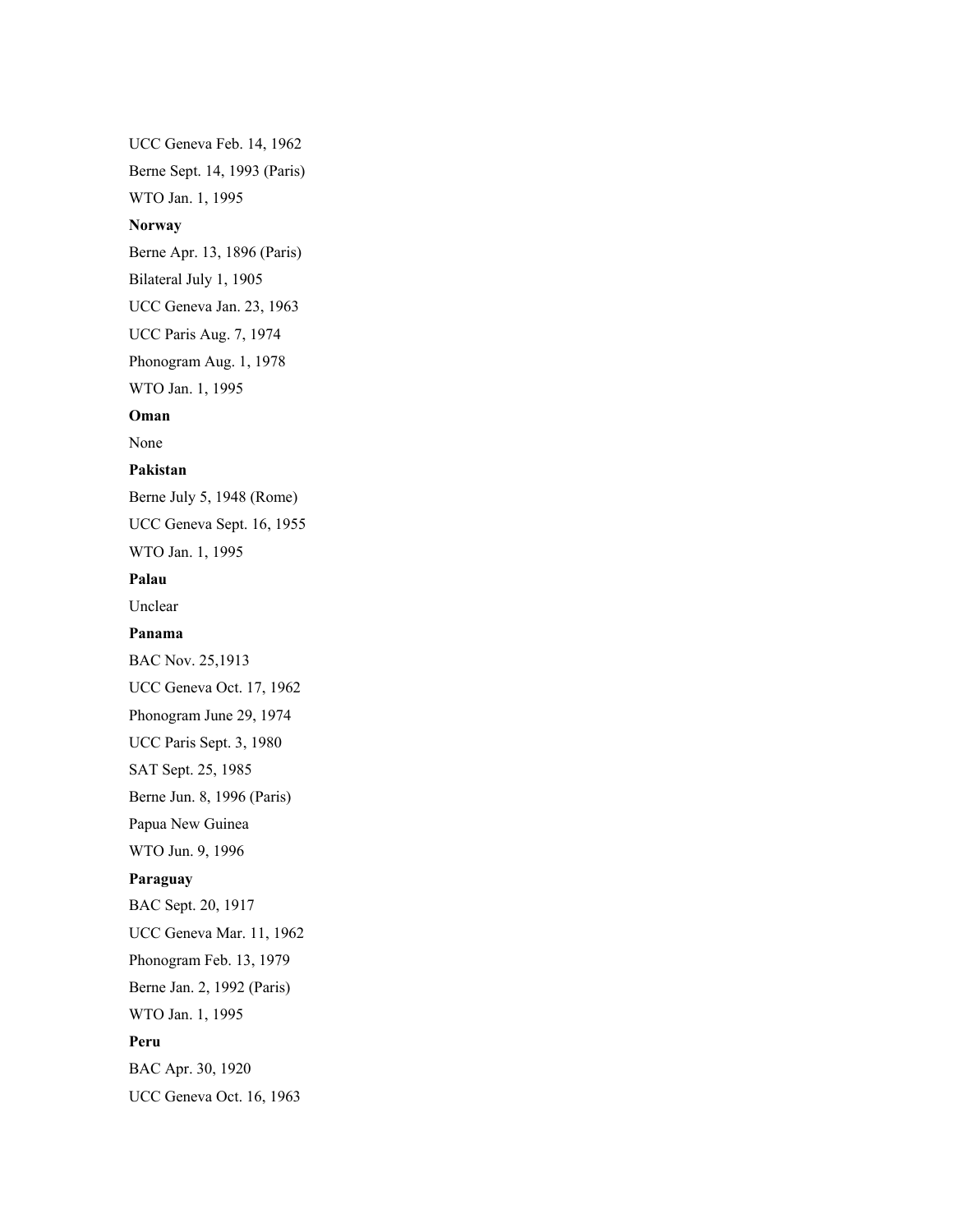UCC Geneva Feb. 14, 1962

Berne Sept. 14, 1993 (Paris)

WTO Jan. 1, 1995

**Norway**

Berne Apr. 13, 1896 (Paris)

Bilateral July 1, 1905

UCC Geneva Jan. 23, 1963

UCC Paris Aug. 7, 1974

Phonogram Aug. 1, 1978

WTO Jan. 1, 1995

**Oman**

None

**Pakistan**

Berne July 5, 1948 (Rome)

UCC Geneva Sept. 16, 1955

WTO Jan. 1, 1995

**Palau**

Unclear

**Panama**

BAC Nov. 25,1913

UCC Geneva Oct. 17, 1962

Phonogram June 29, 1974

UCC Paris Sept. 3, 1980

SAT Sept. 25, 1985

Berne Jun. 8, 1996 (Paris)

Papua New Guinea

WTO Jun. 9, 1996

**Paraguay**

BAC Sept. 20, 1917

UCC Geneva Mar. 11, 1962

Phonogram Feb. 13, 1979

Berne Jan. 2, 1992 (Paris)

WTO Jan. 1, 1995

**Peru**

BAC Apr. 30, 1920

UCC Geneva Oct. 16, 1963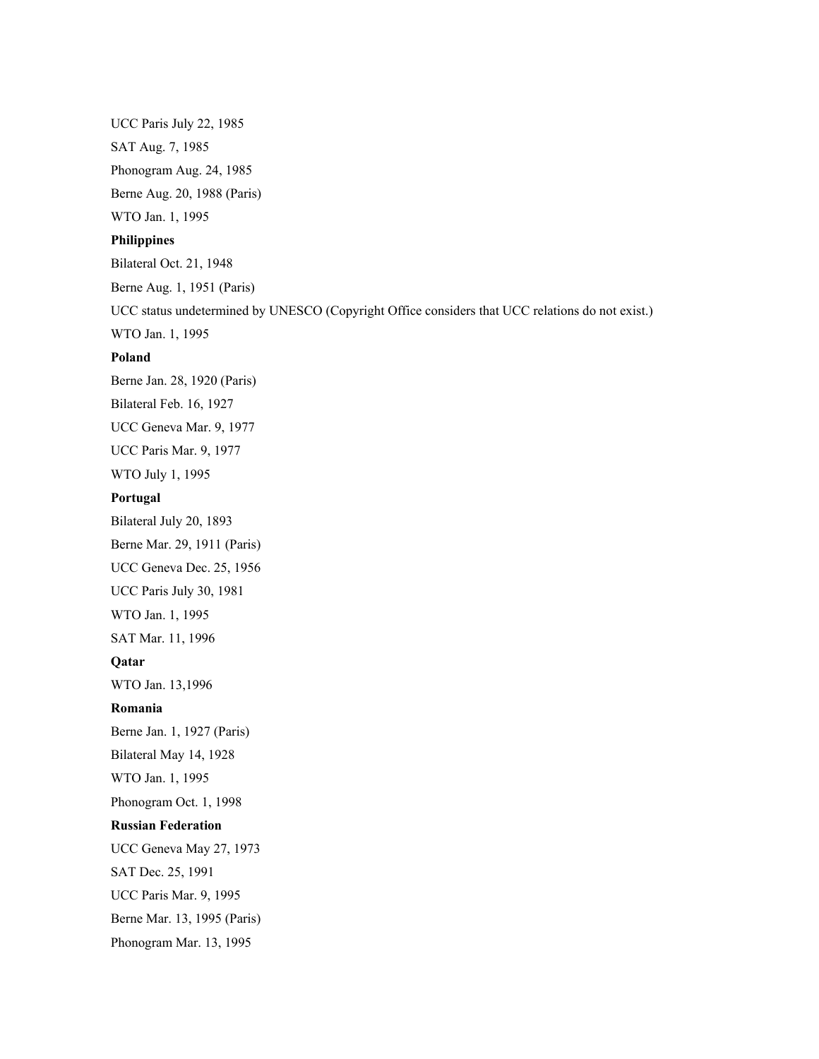UCC Paris July 22, 1985

SAT Aug. 7, 1985

Phonogram Aug. 24, 1985

Berne Aug. 20, 1988 (Paris)

WTO Jan. 1, 1995

**Philippines**

Bilateral Oct. 21, 1948

Berne Aug. 1, 1951 (Paris)

UCC status undetermined by UNESCO (Copyright Office considers that UCC relations do not exist.)

WTO Jan. 1, 1995

**Poland**

Berne Jan. 28, 1920 (Paris)

Bilateral Feb. 16, 1927

UCC Geneva Mar. 9, 1977

UCC Paris Mar. 9, 1977

WTO July 1, 1995

**Portugal**

Bilateral July 20, 1893

Berne Mar. 29, 1911 (Paris)

UCC Geneva Dec. 25, 1956

UCC Paris July 30, 1981

WTO Jan. 1, 1995

SAT Mar. 11, 1996

**Qatar**

WTO Jan. 13,1996

**Romania**

Berne Jan. 1, 1927 (Paris)

Bilateral May 14, 1928

WTO Jan. 1, 1995

Phonogram Oct. 1, 1998

**Russian Federation**

UCC Geneva May 27, 1973

SAT Dec. 25, 1991

UCC Paris Mar. 9, 1995

Berne Mar. 13, 1995 (Paris)

Phonogram Mar. 13, 1995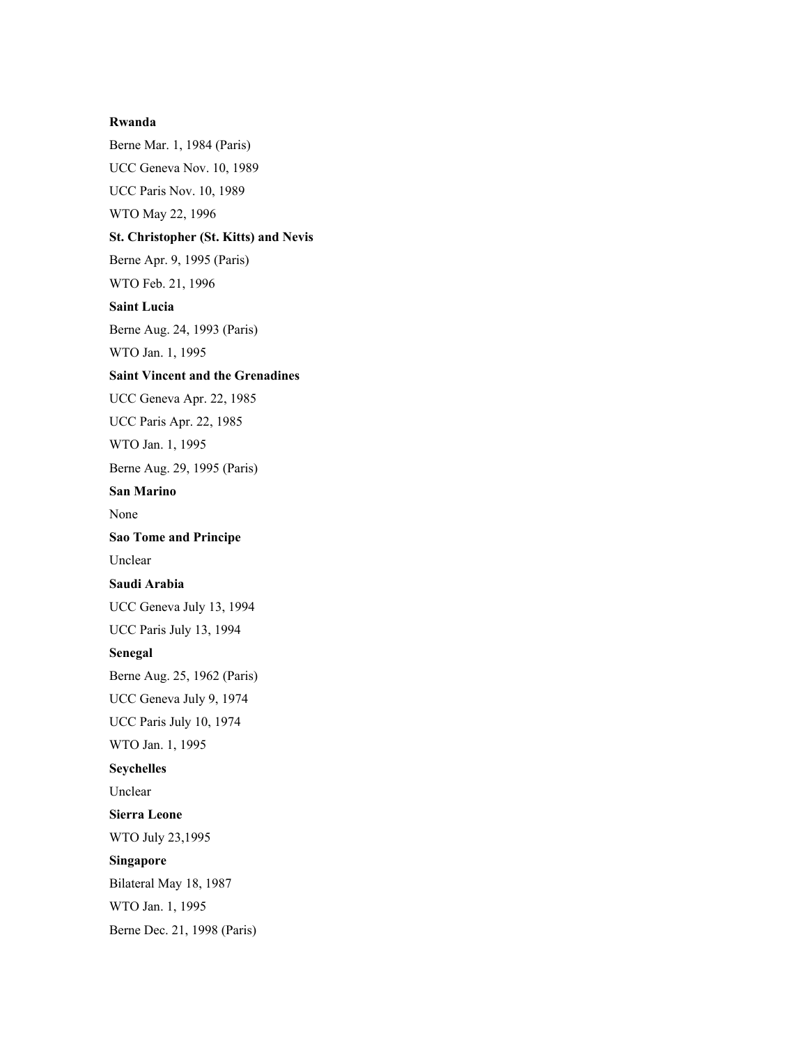**Rwanda**

Berne Mar. 1, 1984 (Paris)

UCC Geneva Nov. 10, 1989

UCC Paris Nov. 10, 1989

WTO May 22, 1996

**St. Christopher (St. Kitts) and Nevis**

Berne Apr. 9, 1995 (Paris)

WTO Feb. 21, 1996

**Saint Lucia**

Berne Aug. 24, 1993 (Paris)

WTO Jan. 1, 1995

**Saint Vincent and the Grenadines**

UCC Geneva Apr. 22, 1985

UCC Paris Apr. 22, 1985

WTO Jan. 1, 1995

Berne Aug. 29, 1995 (Paris)

**San Marino**

None

**Sao Tome and Principe**

Unclear

**Saudi Arabia**

UCC Geneva July 13, 1994

UCC Paris July 13, 1994

**Senegal**

Berne Aug. 25, 1962 (Paris)

UCC Geneva July 9, 1974

UCC Paris July 10, 1974

WTO Jan. 1, 1995

**Seychelles**

Unclear

**Sierra Leone**

WTO July 23,1995

**Singapore**

Bilateral May 18, 1987

WTO Jan. 1, 1995

Berne Dec. 21, 1998 (Paris)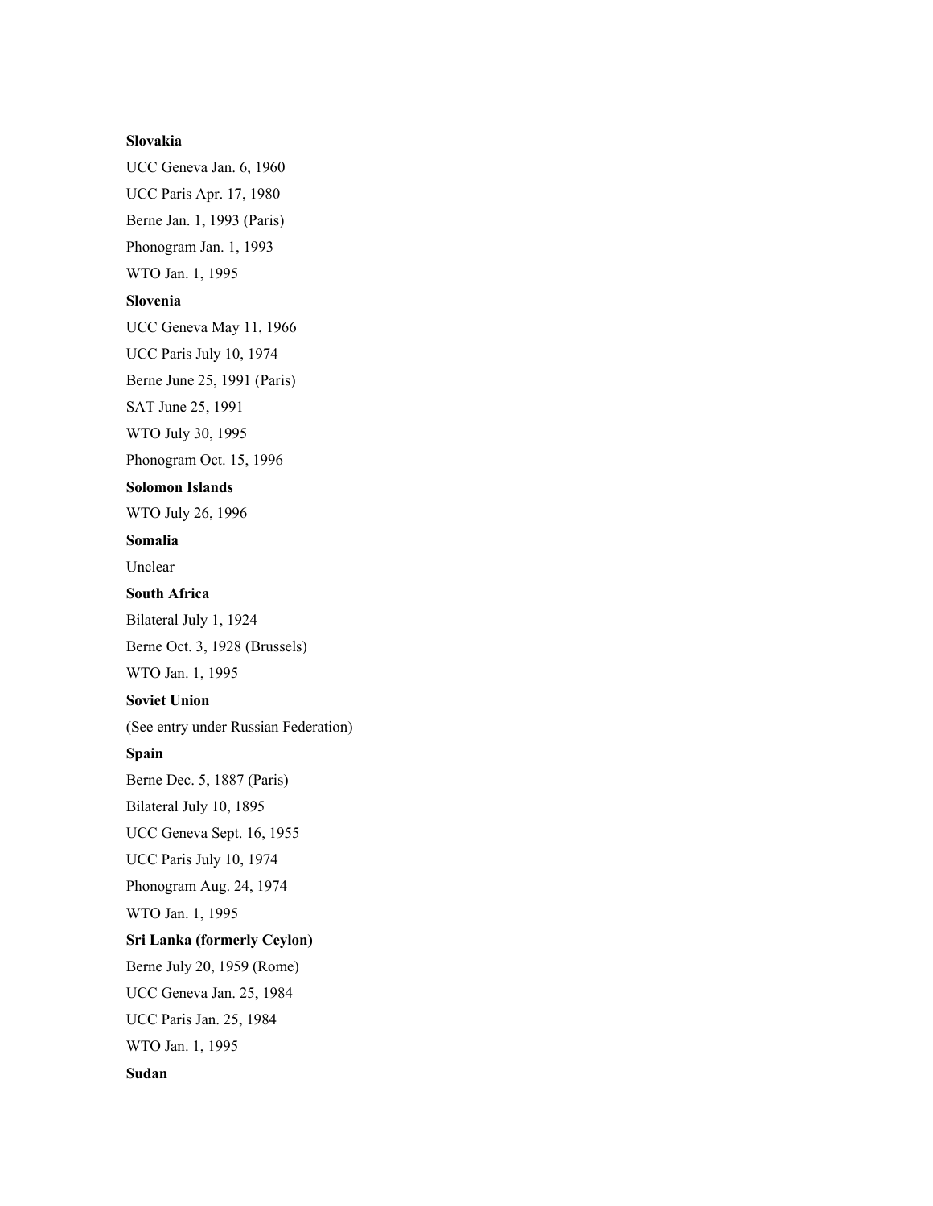**Slovakia**

UCC Geneva Jan. 6, 1960

UCC Paris Apr. 17, 1980

Berne Jan. 1, 1993 (Paris)

Phonogram Jan. 1, 1993

WTO Jan. 1, 1995

**Slovenia**

UCC Geneva May 11, 1966

UCC Paris July 10, 1974

Berne June 25, 1991 (Paris)

SAT June 25, 1991

WTO July 30, 1995

Phonogram Oct. 15, 1996

**Solomon Islands**

WTO July 26, 1996

**Somalia**

Unclear

**South Africa**

Bilateral July 1, 1924

Berne Oct. 3, 1928 (Brussels)

WTO Jan. 1, 1995

**Soviet Union**

(See entry under Russian Federation)

**Spain**

Berne Dec. 5, 1887 (Paris)

Bilateral July 10, 1895

UCC Geneva Sept. 16, 1955

UCC Paris July 10, 1974

Phonogram Aug. 24, 1974

WTO Jan. 1, 1995

**Sri Lanka (formerly Ceylon)**

Berne July 20, 1959 (Rome)

UCC Geneva Jan. 25, 1984

UCC Paris Jan. 25, 1984

WTO Jan. 1, 1995

**Sudan**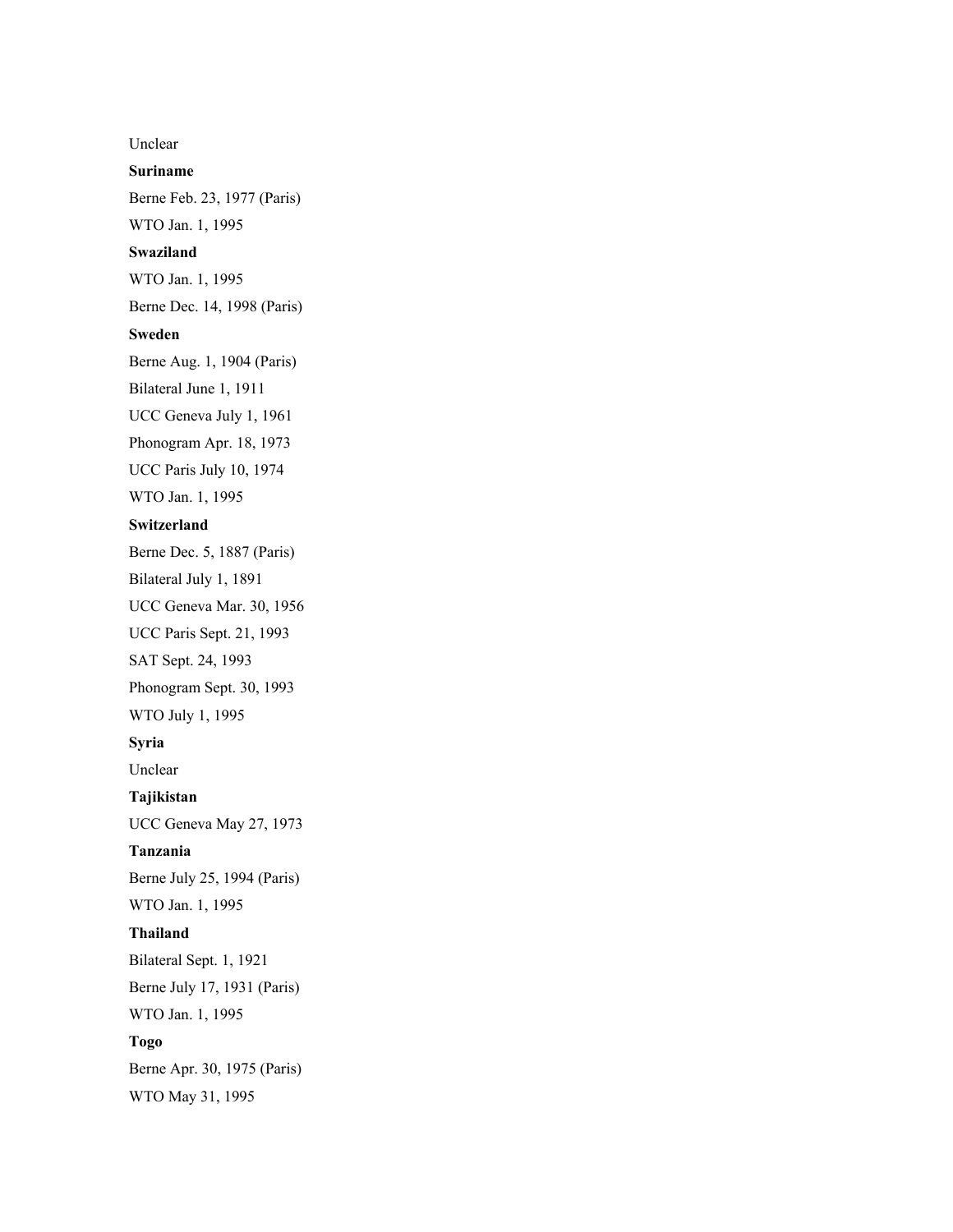Unclear

**Suriname**

Berne Feb. 23, 1977 (Paris)

WTO Jan. 1, 1995

**Swaziland**

WTO Jan. 1, 1995

Berne Dec. 14, 1998 (Paris)

**Sweden**

Berne Aug. 1, 1904 (Paris)

Bilateral June 1, 1911

UCC Geneva July 1, 1961

Phonogram Apr. 18, 1973

UCC Paris July 10, 1974

WTO Jan. 1, 1995

**Switzerland**

Berne Dec. 5, 1887 (Paris)

Bilateral July 1, 1891

UCC Geneva Mar. 30, 1956

UCC Paris Sept. 21, 1993

SAT Sept. 24, 1993

Phonogram Sept. 30, 1993

WTO July 1, 1995

**Syria**

Unclear

**Tajikistan**

UCC Geneva May 27, 1973

**Tanzania**

Berne July 25, 1994 (Paris)

WTO Jan. 1, 1995

**Thailand**

Bilateral Sept. 1, 1921

Berne July 17, 1931 (Paris)

WTO Jan. 1, 1995

**Togo**

Berne Apr. 30, 1975 (Paris)

WTO May 31, 1995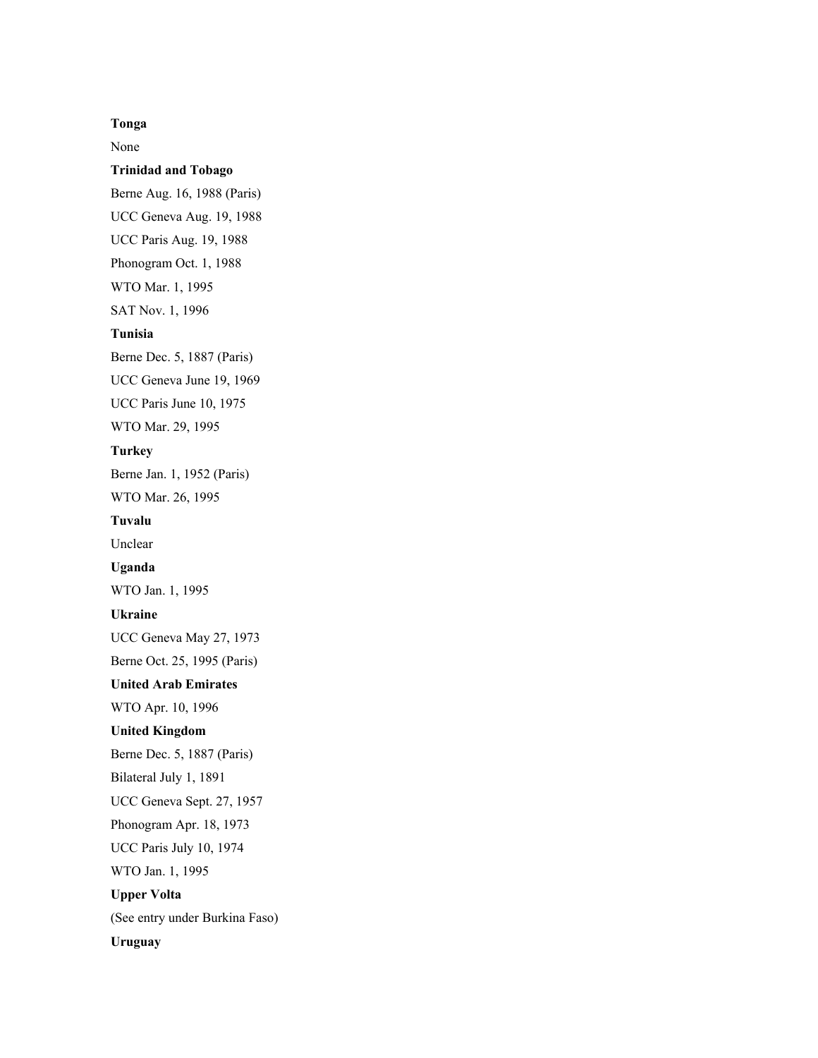**Tonga**

None

**Trinidad and Tobago**

Berne Aug. 16, 1988 (Paris)

UCC Geneva Aug. 19, 1988

UCC Paris Aug. 19, 1988

Phonogram Oct. 1, 1988

WTO Mar. 1, 1995

SAT Nov. 1, 1996

**Tunisia**

Berne Dec. 5, 1887 (Paris)

UCC Geneva June 19, 1969

UCC Paris June 10, 1975

WTO Mar. 29, 1995

**Turkey**

Berne Jan. 1, 1952 (Paris)

WTO Mar. 26, 1995

**Tuvalu**

Unclear

**Uganda**

WTO Jan. 1, 1995

**Ukraine**

UCC Geneva May 27, 1973

Berne Oct. 25, 1995 (Paris)

**United Arab Emirates**

WTO Apr. 10, 1996

**United Kingdom**

Berne Dec. 5, 1887 (Paris)

Bilateral July 1, 1891

UCC Geneva Sept. 27, 1957

Phonogram Apr. 18, 1973

UCC Paris July 10, 1974

WTO Jan. 1, 1995

**Upper Volta**

(See entry under Burkina Faso)

**Uruguay**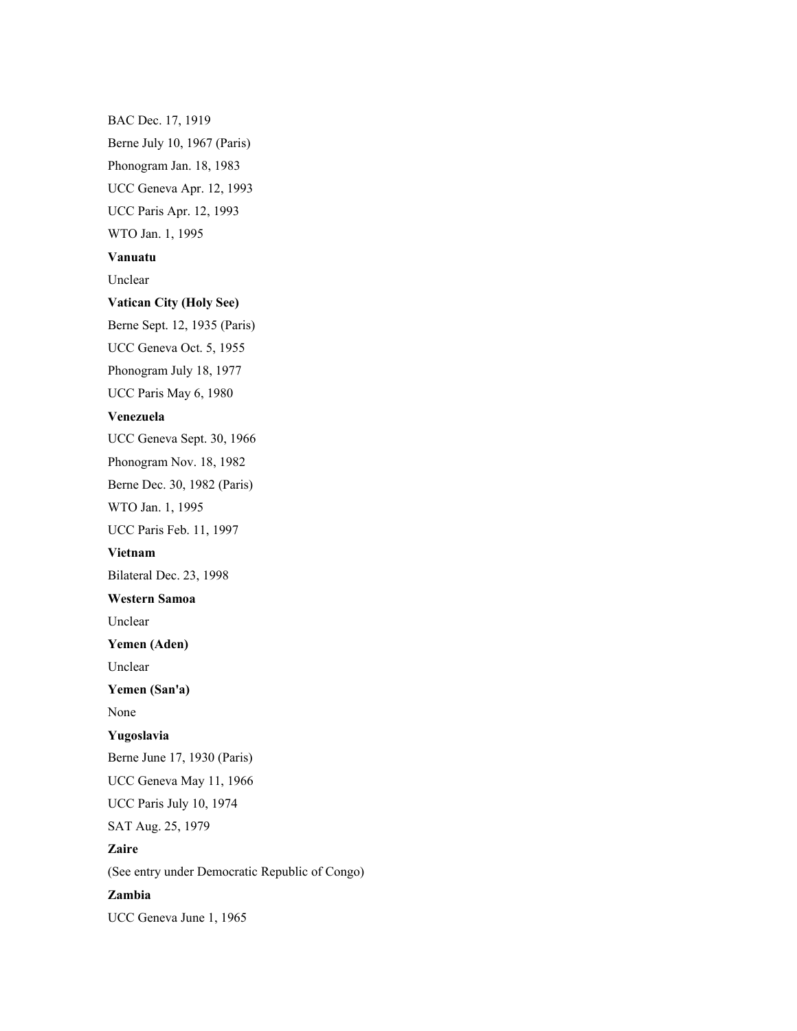BAC Dec. 17, 1919

Berne July 10, 1967 (Paris)

Phonogram Jan. 18, 1983

UCC Geneva Apr. 12, 1993

UCC Paris Apr. 12, 1993

WTO Jan. 1, 1995

**Vanuatu**

Unclear

**Vatican City (Holy See)**

Berne Sept. 12, 1935 (Paris)

UCC Geneva Oct. 5, 1955

Phonogram July 18, 1977

UCC Paris May 6, 1980

**Venezuela**

UCC Geneva Sept. 30, 1966

Phonogram Nov. 18, 1982

Berne Dec. 30, 1982 (Paris)

WTO Jan. 1, 1995

UCC Paris Feb. 11, 1997

**Vietnam**

Bilateral Dec. 23, 1998

**Western Samoa**

Unclear

**Yemen (Aden)**

Unclear

**Yemen (San'a)**

None

**Yugoslavia**

Berne June 17, 1930 (Paris)

UCC Geneva May 11, 1966

UCC Paris July 10, 1974

SAT Aug. 25, 1979

**Zaire**

(See entry under Democratic Republic of Congo)

**Zambia**

UCC Geneva June 1, 1965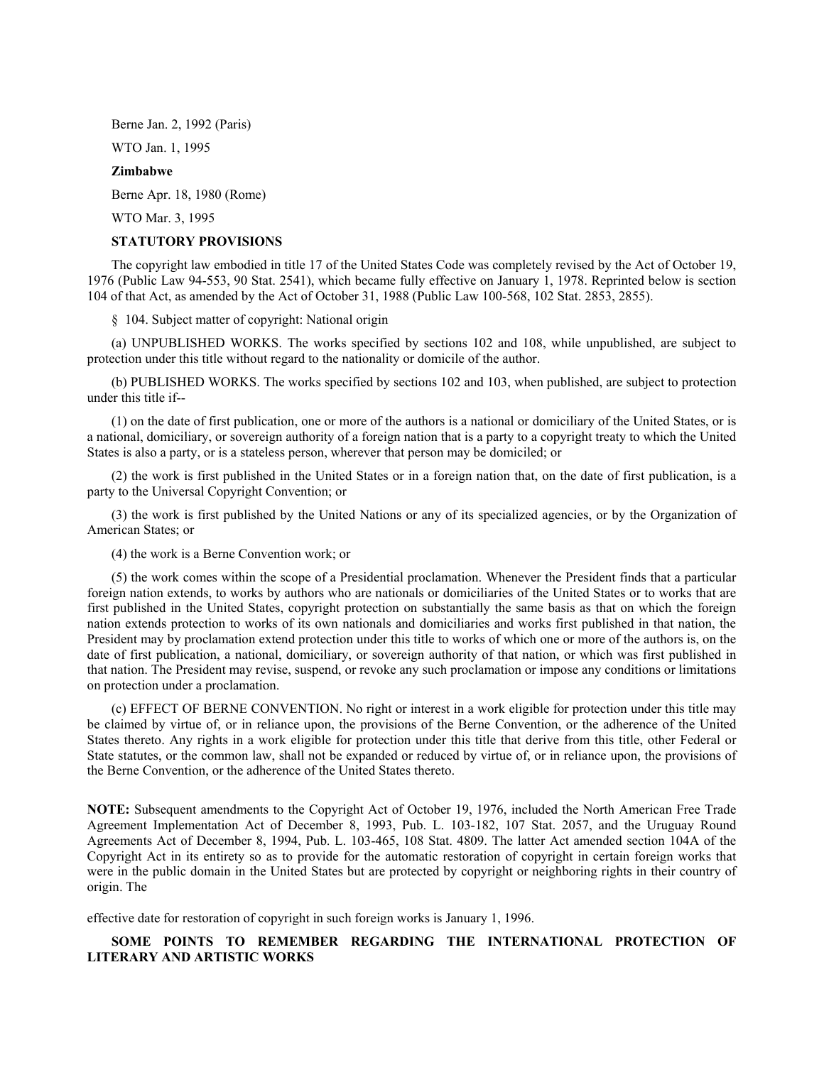Berne Jan. 2, 1992 (Paris)

WTO Jan. 1, 1995

**Zimbabwe**

Berne Apr. 18, 1980 (Rome)

WTO Mar. 3, 1995

**STATUTORY PROVISIONS**

The copyright law embodied in title 17 of the United States Code was completely revised by the Act of October 19, 1976 (Public Law 94-553, 90 Stat. 2541), which became fully effective on January 1, 1978. Reprinted below is section 104 of that Act, as amended by the Act of October 31, 1988 (Public Law 100-568, 102 Stat. 2853, 2855).

§ 104. Subject matter of copyright: National origin

(a) UNPUBLISHED WORKS. The works specified by sections 102 and 108, while unpublished, are subject to protection under this title without regard to the nationality or domicile of the author.

(b) PUBLISHED WORKS. The works specified by sections 102 and 103, when published, are subject to protection under this title if--

(1) on the date of first publication, one or more of the authors is a national or domiciliary of the United States, or is a national, domiciliary, or sovereign authority of a foreign nation that is a party to a copyright treaty to which the United States is also a party, or is a stateless person, wherever that person may be domiciled; or

(2) the work is first published in the United States or in a foreign nation that, on the date of first publication, is a party to the Universal Copyright Convention; or

(3) the work is first published by the United Nations or any of its specialized agencies, or by the Organization of American States; or

(4) the work is a Berne Convention work; or

(5) the work comes within the scope of a Presidential proclamation. Whenever the President finds that a particular foreign nation extends, to works by authors who are nationals or domiciliaries of the United States or to works that are first published in the United States, copyright protection on substantially the same basis as that on which the foreign nation extends protection to works of its own nationals and domiciliaries and works first published in that nation, the President may by proclamation extend protection under this title to works of which one or more of the authors is, on the date of first publication, a national, domiciliary, or sovereign authority of that nation, or which was first published in that nation. The President may revise, suspend, or revoke any such proclamation or impose any conditions or limitations on protection under a proclamation.

(c) EFFECT OF BERNE CONVENTION. No right or interest in a work eligible for protection under this title may be claimed by virtue of, or in reliance upon, the provisions of the Berne Convention, or the adherence of the United States thereto. Any rights in a work eligible for protection under this title that derive from this title, other Federal or State statutes, or the common law, shall not be expanded or reduced by virtue of, or in reliance upon, the provisions of the Berne Convention, or the adherence of the United States thereto.

**NOTE:** Subsequent amendments to the Copyright Act of October 19, 1976, included the North American Free Trade Agreement Implementation Act of December 8, 1993, Pub. L. 103-182, 107 Stat. 2057, and the Uruguay Round Agreements Act of December 8, 1994, Pub. L. 103-465, 108 Stat. 4809. The latter Act amended section 104A of the Copyright Act in its entirety so as to provide for the automatic restoration of copyright in certain foreign works that were in the public domain in the United States but are protected by copyright or neighboring rights in their country of origin. The

effective date for restoration of copyright in such foreign works is January 1, 1996.

**SOME POINTS TO REMEMBER REGARDING THE INTERNATIONAL PROTECTION OF LITERARY AND ARTISTIC WORKS**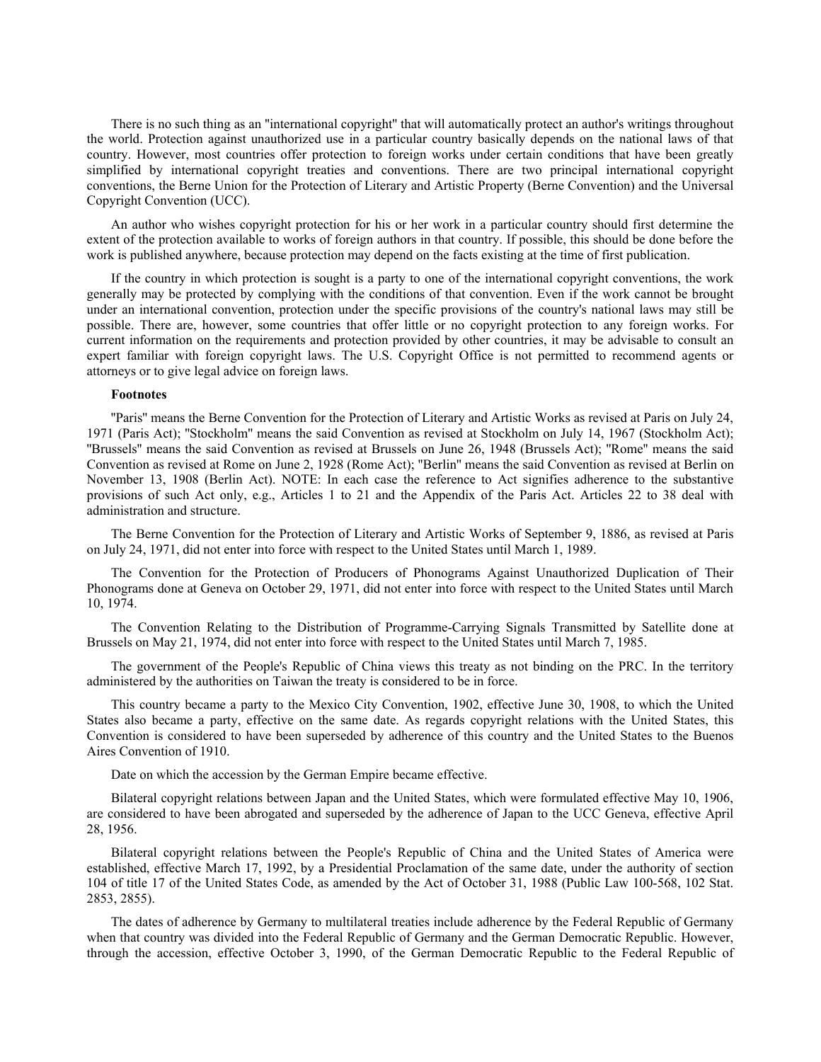There is no such thing as an "international copyright" that will automatically protect an author's writings throughout the world. Protection against unauthorized use in a particular country basically depends on the national laws of that country. However, most countries offer protection to foreign works under certain conditions that have been greatly simplified by international copyright treaties and conventions. There are two principal international copyright conventions, the Berne Union for the Protection of Literary and Artistic Property (Berne Convention) and the Universal Copyright Convention (UCC).

An author who wishes copyright protection for his or her work in a particular country should first determine the extent of the protection available to works of foreign authors in that country. If possible, this should be done before the work is published anywhere, because protection may depend on the facts existing at the time of first publication.

If the country in which protection is sought is a party to one of the international copyright conventions, the work generally may be protected by complying with the conditions of that convention. Even if the work cannot be brought under an international convention, protection under the specific provisions of the country's national laws may still be possible. There are, however, some countries that offer little or no copyright protection to any foreign works. For current information on the requirements and protection provided by other countries, it may be advisable to consult an expert familiar with foreign copyright laws. The U.S. Copyright Office is not permitted to recommend agents or attorneys or to give legal advice on foreign laws.

**Footnotes**

"Paris" means the Berne Convention for the Protection of Literary and Artistic Works as revised at Paris on July 24, 1971 (Paris Act); "Stockholm" means the said Convention as revised at Stockholm on July 14, 1967 (Stockholm Act); "Brussels" means the said Convention as revised at Brussels on June 26, 1948 (Brussels Act); "Rome" means the said Convention as revised at Rome on June 2, 1928 (Rome Act); "Berlin" means the said Convention as revised at Berlin on November 13, 1908 (Berlin Act). NOTE: In each case the reference to Act signifies adherence to the substantive provisions of such Act only, e.g., Articles 1 to 21 and the Appendix of the Paris Act. Articles 22 to 38 deal with administration and structure.

The Berne Convention for the Protection of Literary and Artistic Works of September 9, 1886, as revised at Paris on July 24, 1971, did not enter into force with respect to the United States until March 1, 1989.

The Convention for the Protection of Producers of Phonograms Against Unauthorized Duplication of Their Phonograms done at Geneva on October 29, 1971, did not enter into force with respect to the United States until March 10, 1974.

The Convention Relating to the Distribution of Programme-Carrying Signals Transmitted by Satellite done at Brussels on May 21, 1974, did not enter into force with respect to the United States until March 7, 1985.

The government of the People's Republic of China views this treaty as not binding on the PRC. In the territory administered by the authorities on Taiwan the treaty is considered to be in force.

This country became a party to the Mexico City Convention, 1902, effective June 30, 1908, to which the United States also became a party, effective on the same date. As regards copyright relations with the United States, this Convention is considered to have been superseded by adherence of this country and the United States to the Buenos Aires Convention of 1910.

Date on which the accession by the German Empire became effective.

Bilateral copyright relations between Japan and the United States, which were formulated effective May 10, 1906, are considered to have been abrogated and superseded by the adherence of Japan to the UCC Geneva, effective April 28, 1956.

Bilateral copyright relations between the People's Republic of China and the United States of America were established, effective March 17, 1992, by a Presidential Proclamation of the same date, under the authority of section 104 of title 17 of the United States Code, as amended by the Act of October 31, 1988 (Public Law 100-568, 102 Stat. 2853, 2855).

The dates of adherence by Germany to multilateral treaties include adherence by the Federal Republic of Germany when that country was divided into the Federal Republic of Germany and the German Democratic Republic. However, through the accession, effective October 3, 1990, of the German Democratic Republic to the Federal Republic of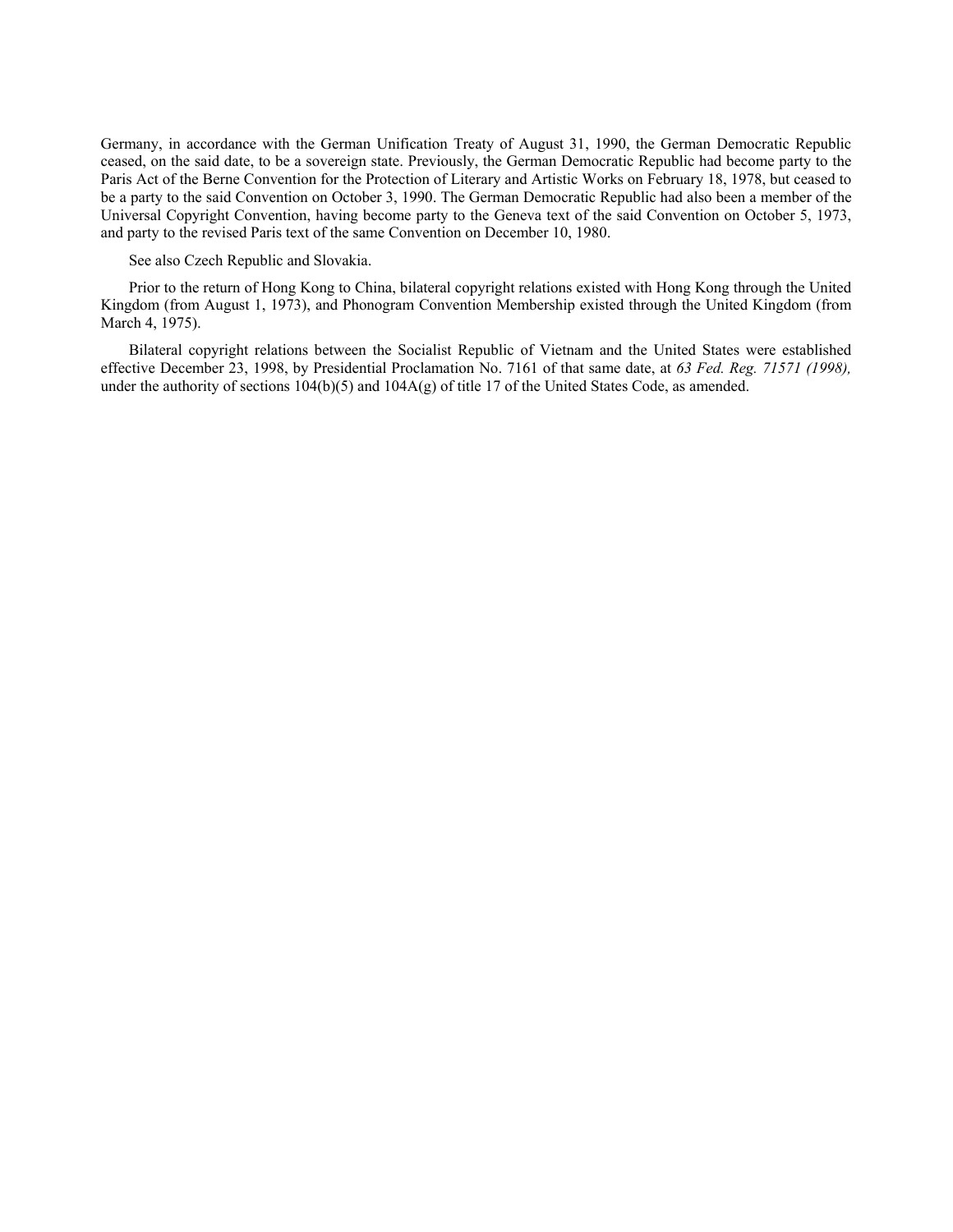Germany, in accordance with the German Unification Treaty of August 31, 1990, the German Democratic Republic ceased, on the said date, to be a sovereign state. Previously, the German Democratic Republic had become party to the Paris Act of the Berne Convention for the Protection of Literary and Artistic Works on February 18, 1978, but ceased to be a party to the said Convention on October 3, 1990. The German Democratic Republic had also been a member of the Universal Copyright Convention, having become party to the Geneva text of the said Convention on October 5, 1973, and party to the revised Paris text of the same Convention on December 10, 1980.

See also Czech Republic and Slovakia.

Prior to the return of Hong Kong to China, bilateral copyright relations existed with Hong Kong through the United Kingdom (from August 1, 1973), and Phonogram Convention Membership existed through the United Kingdom (from March 4, 1975).

Bilateral copyright relations between the Socialist Republic of Vietnam and the United States were established effective December 23, 1998, by Presidential Proclamation No. 7161 of that same date, at *63 Fed. Reg. 71571 (1998),* under the authority of sections 104(b)(5) and 104A(g) of title 17 of the United States Code, as amended.